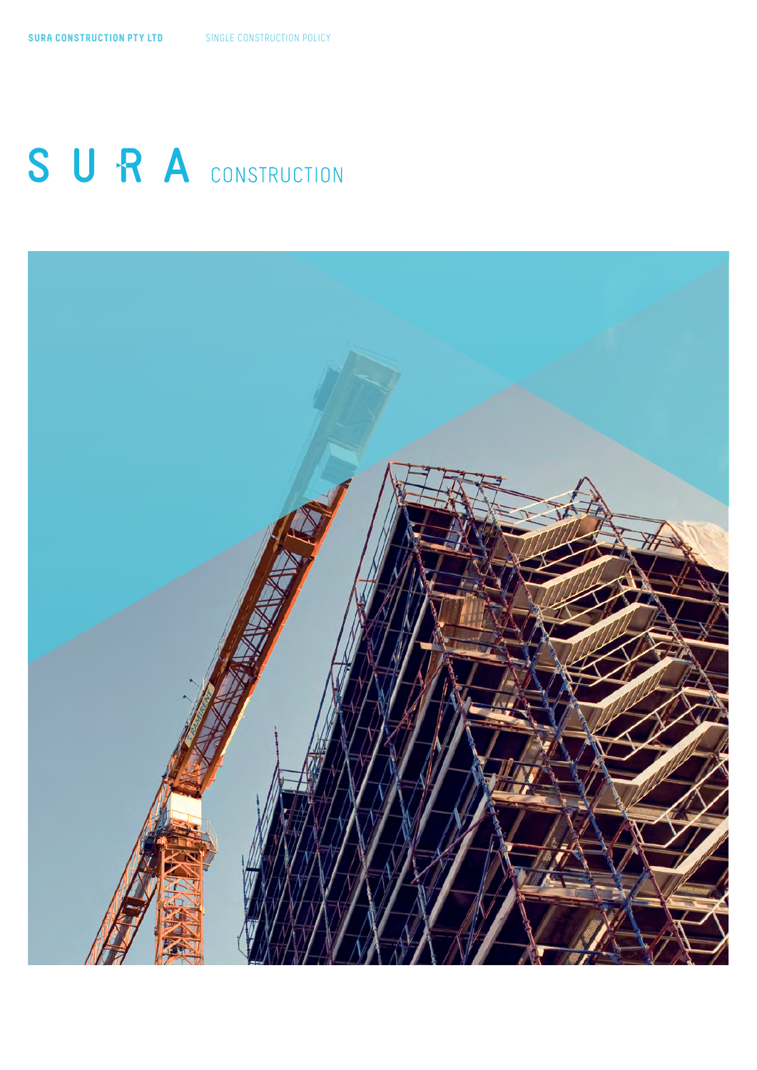SURA CONSTRUCTION PTY LTD

SINGLE CONSTRUCTION POLICY

# SURA CONSTRUCTION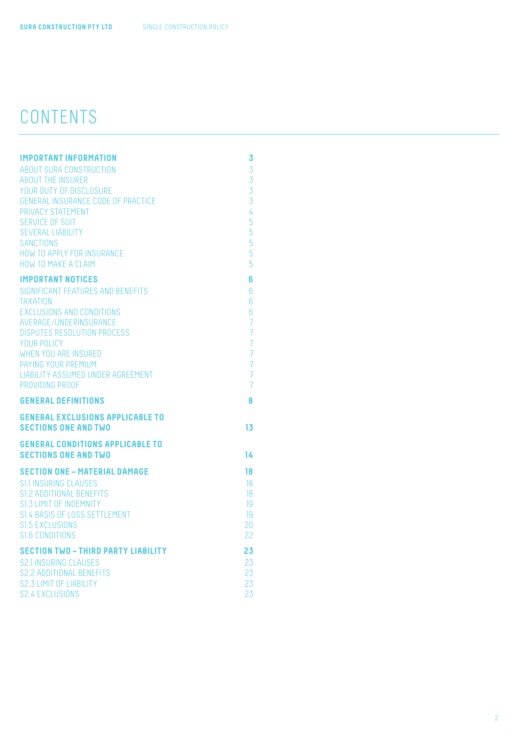# CONTENTS

| | |
|---|---|
| **IMPORTANT INFORMATION** | **3** |
| ABOUT SURA CONSTRUCTION | 3 |
| ABOUT THE INSURER | 3 |
| YOUR DUTY OF DISCLOSURE | 3 |
| GENERAL INSURANCE CODE OF PRACTICE | 3 |
| PRIVACY STATEMENT | 4 |
| SERVICE OF SUIT | 5 |
| SEVERAL LIABILITY | 5 |
| SANCTIONS | 5 |
| HOW TO APPLY FOR INSURANCE | 5 |
| HOW TO MAKE A CLAIM | 5 |
| **IMPORTANT NOTICES** | **6** |
| SIGNIFICANT FEATURES AND BENEFITS | 6 |
| TAXATION | 6 |
| EXCLUSIONS AND CONDITIONS | 6 |
| AVERAGE/UNDERINSURANCE | 7 |
| DISPUTES RESOLUTION PROCESS | 7 |
| YOUR POLICY | 7 |
| WHEN YOU ARE INSURED | 7 |
| PAYING YOUR PREMIUM | 7 |
| LIABILITY ASSUMED UNDER AGREEMENT | 7 |
| PROVIDING PROOF | 7 |
| **GENERAL DEFINITIONS** | **8** |
| **GENERAL EXCLUSIONS APPLICABLE TO SECTIONS ONE AND TWO** | **13** |
| **GENERAL CONDITIONS APPLICABLE TO SECTIONS ONE AND TWO** | **14** |
| **SECTION ONE – MATERIAL DAMAGE** | **18** |
| S1.1 INSURING CLAUSES | 18 |
| S1.2 ADDITIONAL BENEFITS | 18 |
| S1.3 LIMIT OF INDEMNITY | 19 |
| S1.4 BASIS OF LOSS SETTLEMENT | 19 |
| S1.5 EXCLUSIONS | 20 |
| S1.6 CONDITIONS | 22 |
| **SECTION TWO – THIRD PARTY LIABILITY** | **23** |
| S2.1 INSURING CLAUSES | 23 |
| S2.2 ADDITIONAL BENEFITS | 23 |
| S2.3 LIMIT OF LIABILITY | 23 |
| S2.4 EXCLUSIONS | 23 |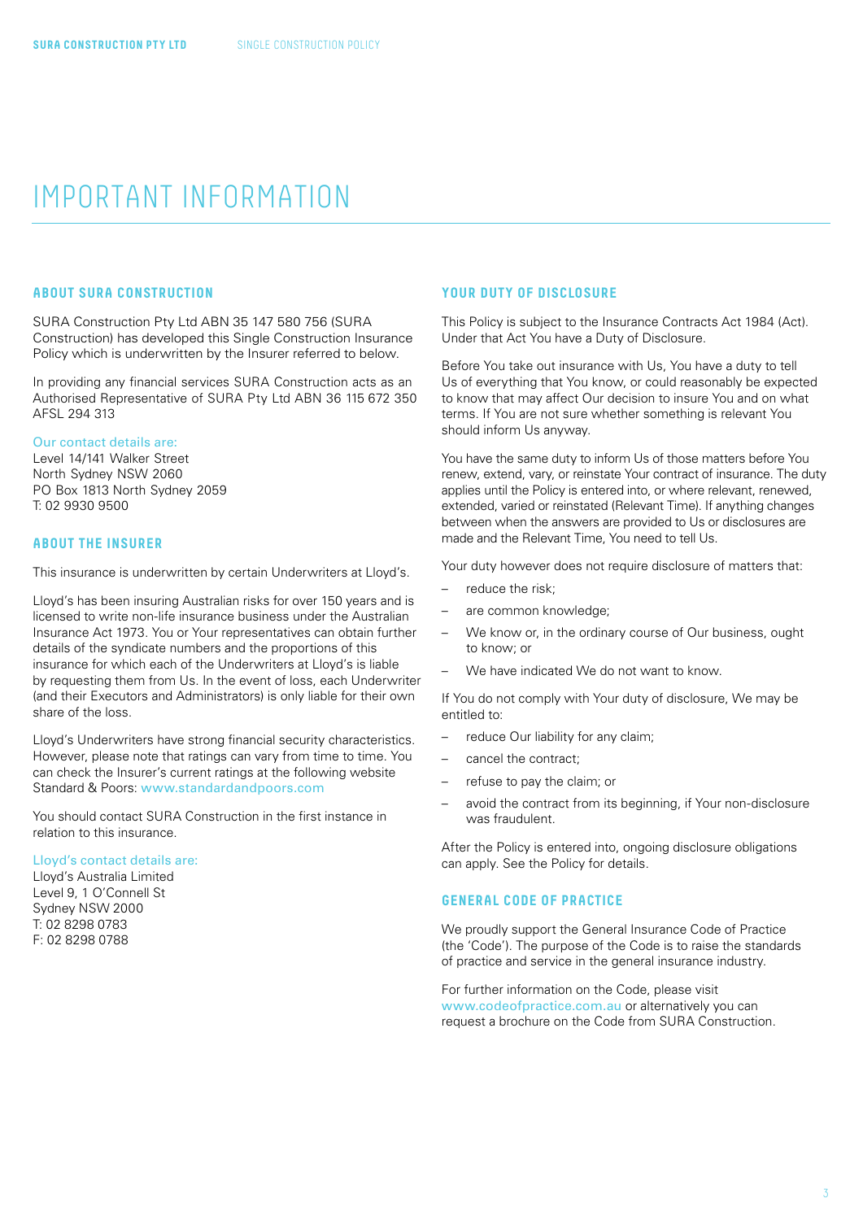# IMPORTANT INFORMATION

## ABOUT SURA CONSTRUCTION

SURA Construction Pty Ltd ABN 35 147 580 756 (SURA Construction) has developed this Single Construction Insurance Policy which is underwritten by the Insurer referred to below.

In providing any financial services SURA Construction acts as an Authorised Representative of SURA Pty Ltd ABN 36 115 672 350 AFSL 294 313

Our contact details are:
Level 14/141 Walker Street
North Sydney NSW 2060
PO Box 1813 North Sydney 2059
T: 02 9930 9500

## ABOUT THE INSURER

This insurance is underwritten by certain Underwriters at Lloyd's.

Lloyd's has been insuring Australian risks for over 150 years and is licensed to write non-life insurance business under the Australian Insurance Act 1973. You or Your representatives can obtain further details of the syndicate numbers and the proportions of this insurance for which each of the Underwriters at Lloyd's is liable by requesting them from Us. In the event of loss, each Underwriter (and their Executors and Administrators) is only liable for their own share of the loss.

Lloyd's Underwriters have strong financial security characteristics. However, please note that ratings can vary from time to time. You can check the Insurer's current ratings at the following website Standard & Poors: www.standardandpoors.com

You should contact SURA Construction in the first instance in relation to this insurance.

Lloyd's contact details are:
Lloyd's Australia Limited
Level 9, 1 O'Connell St
Sydney NSW 2000
T: 02 8298 0783
F: 02 8298 0788

## YOUR DUTY OF DISCLOSURE

This Policy is subject to the Insurance Contracts Act 1984 (Act). Under that Act You have a Duty of Disclosure.

Before You take out insurance with Us, You have a duty to tell Us of everything that You know, or could reasonably be expected to know that may affect Our decision to insure You and on what terms. If You are not sure whether something is relevant You should inform Us anyway.

You have the same duty to inform Us of those matters before You renew, extend, vary, or reinstate Your contract of insurance. The duty applies until the Policy is entered into, or where relevant, renewed, extended, varied or reinstated (Relevant Time). If anything changes between when the answers are provided to Us or disclosures are made and the Relevant Time, You need to tell Us.

Your duty however does not require disclosure of matters that:

- reduce the risk;
- are common knowledge;
- We know or, in the ordinary course of Our business, ought to know; or
- We have indicated We do not want to know.

If You do not comply with Your duty of disclosure, We may be entitled to:

- reduce Our liability for any claim;
- cancel the contract;
- refuse to pay the claim; or
- avoid the contract from its beginning, if Your non-disclosure was fraudulent.

After the Policy is entered into, ongoing disclosure obligations can apply. See the Policy for details.

## GENERAL CODE OF PRACTICE

We proudly support the General Insurance Code of Practice (the 'Code'). The purpose of the Code is to raise the standards of practice and service in the general insurance industry.

For further information on the Code, please visit www.codeofpractice.com.au or alternatively you can request a brochure on the Code from SURA Construction.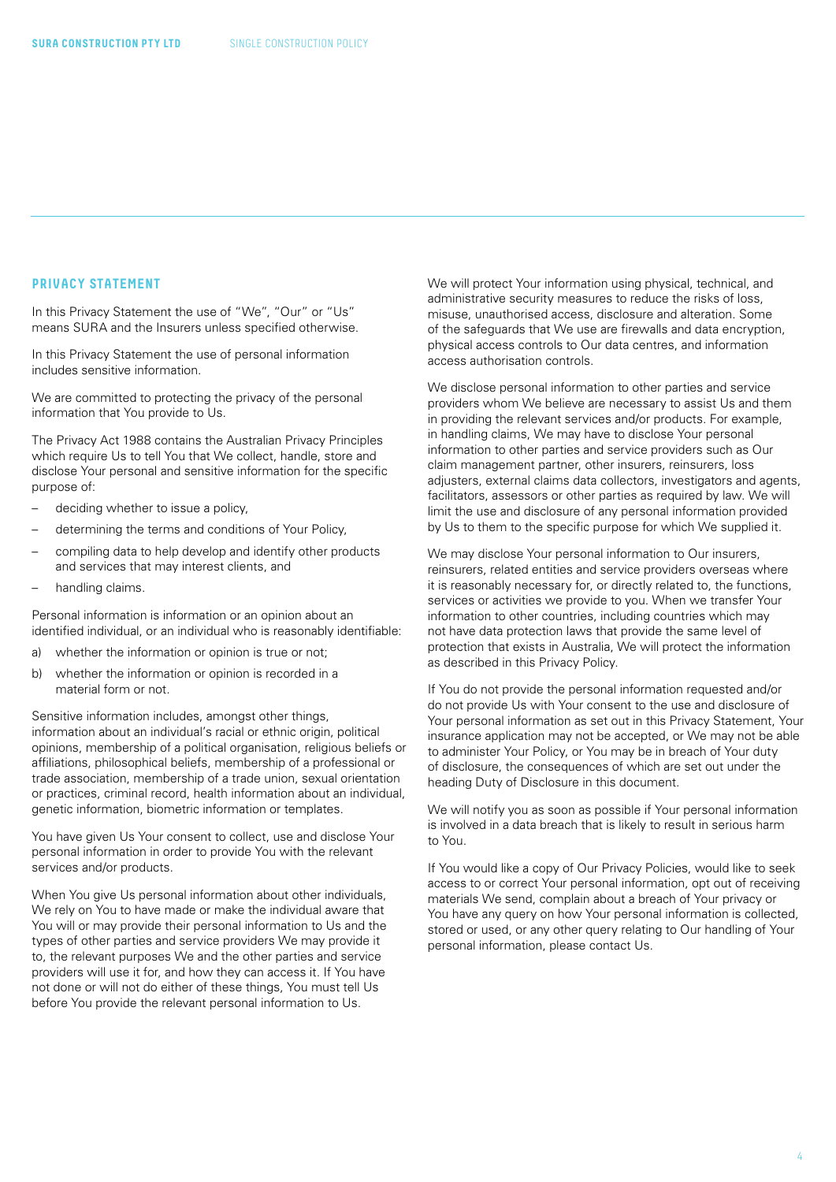## PRIVACY STATEMENT

In this Privacy Statement the use of "We", "Our" or "Us" means SURA and the Insurers unless specified otherwise.

In this Privacy Statement the use of personal information includes sensitive information.

We are committed to protecting the privacy of the personal information that You provide to Us.

The Privacy Act 1988 contains the Australian Privacy Principles which require Us to tell You that We collect, handle, store and disclose Your personal and sensitive information for the specific purpose of:

- deciding whether to issue a policy,
- determining the terms and conditions of Your Policy,
- compiling data to help develop and identify other products and services that may interest clients, and
- handling claims.

Personal information is information or an opinion about an identified individual, or an individual who is reasonably identifiable:

a) whether the information or opinion is true or not;
b) whether the information or opinion is recorded in a material form or not.

Sensitive information includes, amongst other things, information about an individual's racial or ethnic origin, political opinions, membership of a political organisation, religious beliefs or affiliations, philosophical beliefs, membership of a professional or trade association, membership of a trade union, sexual orientation or practices, criminal record, health information about an individual, genetic information, biometric information or templates.

You have given Us Your consent to collect, use and disclose Your personal information in order to provide You with the relevant services and/or products.

When You give Us personal information about other individuals, We rely on You to have made or make the individual aware that You will or may provide their personal information to Us and the types of other parties and service providers We may provide it to, the relevant purposes We and the other parties and service providers will use it for, and how they can access it. If You have not done or will not do either of these things, You must tell Us before You provide the relevant personal information to Us.

We will protect Your information using physical, technical, and administrative security measures to reduce the risks of loss, misuse, unauthorised access, disclosure and alteration. Some of the safeguards that We use are firewalls and data encryption, physical access controls to Our data centres, and information access authorisation controls.

We disclose personal information to other parties and service providers whom We believe are necessary to assist Us and them in providing the relevant services and/or products. For example, in handling claims, We may have to disclose Your personal information to other parties and service providers such as Our claim management partner, other insurers, reinsurers, loss adjusters, external claims data collectors, investigators and agents, facilitators, assessors or other parties as required by law. We will limit the use and disclosure of any personal information provided by Us to them to the specific purpose for which We supplied it.

We may disclose Your personal information to Our insurers, reinsurers, related entities and service providers overseas where it is reasonably necessary for, or directly related to, the functions, services or activities we provide to you. When we transfer Your information to other countries, including countries which may not have data protection laws that provide the same level of protection that exists in Australia, We will protect the information as described in this Privacy Policy.

If You do not provide the personal information requested and/or do not provide Us with Your consent to the use and disclosure of Your personal information as set out in this Privacy Statement, Your insurance application may not be accepted, or We may not be able to administer Your Policy, or You may be in breach of Your duty of disclosure, the consequences of which are set out under the heading Duty of Disclosure in this document.

We will notify you as soon as possible if Your personal information is involved in a data breach that is likely to result in serious harm to You.

If You would like a copy of Our Privacy Policies, would like to seek access to or correct Your personal information, opt out of receiving materials We send, complain about a breach of Your privacy or You have any query on how Your personal information is collected, stored or used, or any other query relating to Our handling of Your personal information, please contact Us.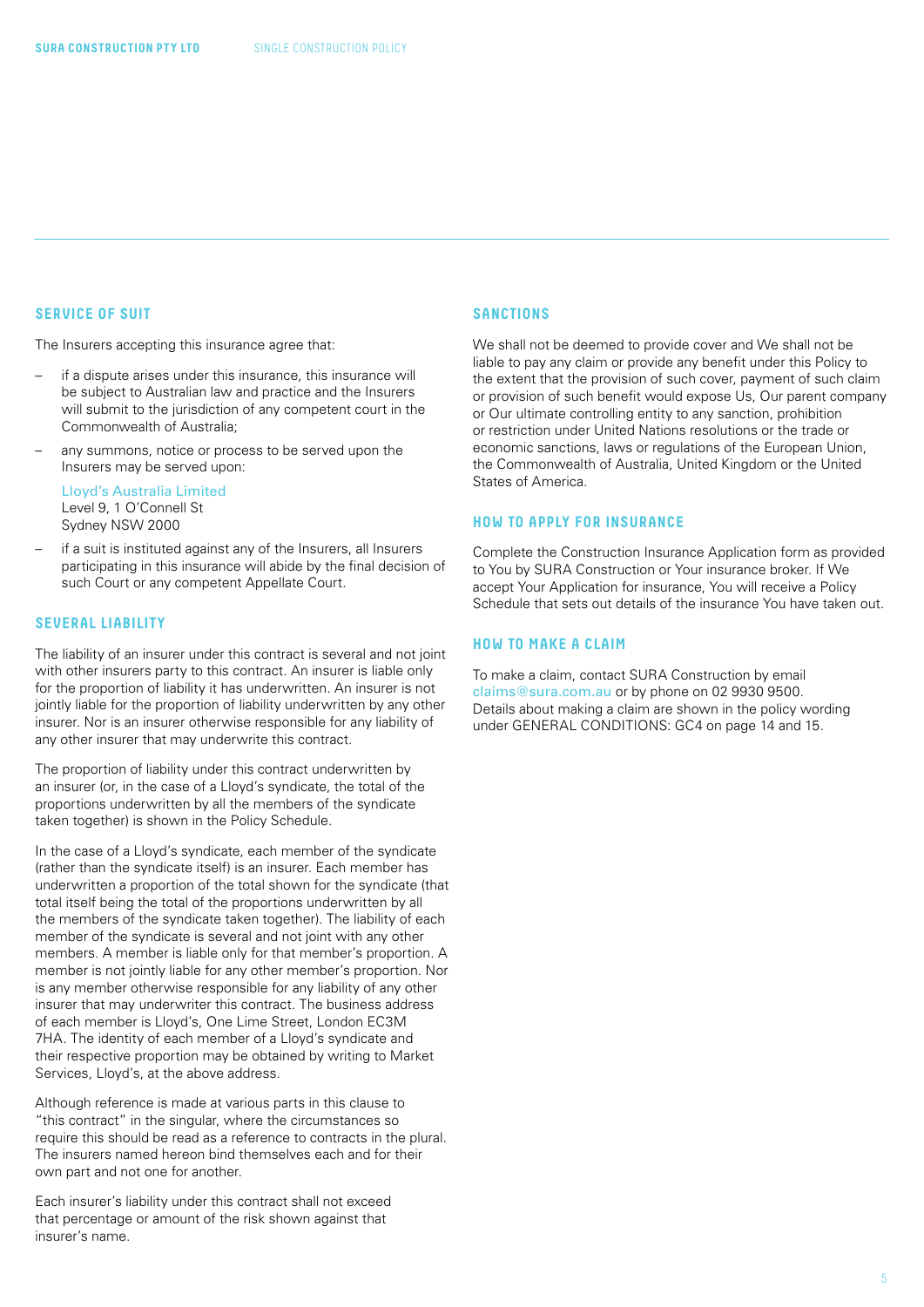## SERVICE OF SUIT

The Insurers accepting this insurance agree that:

- if a dispute arises under this insurance, this insurance will be subject to Australian law and practice and the Insurers will submit to the jurisdiction of any competent court in the Commonwealth of Australia;
- any summons, notice or process to be served upon the Insurers may be served upon:

  Lloyd's Australia Limited
  Level 9, 1 O'Connell St
  Sydney NSW 2000

- if a suit is instituted against any of the Insurers, all Insurers participating in this insurance will abide by the final decision of such Court or any competent Appellate Court.

## SEVERAL LIABILITY

The liability of an insurer under this contract is several and not joint with other insurers party to this contract. An insurer is liable only for the proportion of liability it has underwritten. An insurer is not jointly liable for the proportion of liability underwritten by any other insurer. Nor is an insurer otherwise responsible for any liability of any other insurer that may underwrite this contract.

The proportion of liability under this contract underwritten by an insurer (or, in the case of a Lloyd's syndicate, the total of the proportions underwritten by all the members of the syndicate taken together) is shown in the Policy Schedule.

In the case of a Lloyd's syndicate, each member of the syndicate (rather than the syndicate itself) is an insurer. Each member has underwritten a proportion of the total shown for the syndicate (that total itself being the total of the proportions underwritten by all the members of the syndicate taken together). The liability of each member of the syndicate is several and not joint with any other members. A member is liable only for that member's proportion. A member is not jointly liable for any other member's proportion. Nor is any member otherwise responsible for any liability of any other insurer that may underwriter this contract. The business address of each member is Lloyd's, One Lime Street, London EC3M 7HA. The identity of each member of a Lloyd's syndicate and their respective proportion may be obtained by writing to Market Services, Lloyd's, at the above address.

Although reference is made at various parts in this clause to "this contract" in the singular, where the circumstances so require this should be read as a reference to contracts in the plural. The insurers named hereon bind themselves each and for their own part and not one for another.

Each insurer's liability under this contract shall not exceed that percentage or amount of the risk shown against that insurer's name.

## SANCTIONS

We shall not be deemed to provide cover and We shall not be liable to pay any claim or provide any benefit under this Policy to the extent that the provision of such cover, payment of such claim or provision of such benefit would expose Us, Our parent company or Our ultimate controlling entity to any sanction, prohibition or restriction under United Nations resolutions or the trade or economic sanctions, laws or regulations of the European Union, the Commonwealth of Australia, United Kingdom or the United States of America.

## HOW TO APPLY FOR INSURANCE

Complete the Construction Insurance Application form as provided to You by SURA Construction or Your insurance broker. If We accept Your Application for insurance, You will receive a Policy Schedule that sets out details of the insurance You have taken out.

## HOW TO MAKE A CLAIM

To make a claim, contact SURA Construction by email claims@sura.com.au or by phone on 02 9930 9500. Details about making a claim are shown in the policy wording under GENERAL CONDITIONS: GC4 on page 14 and 15.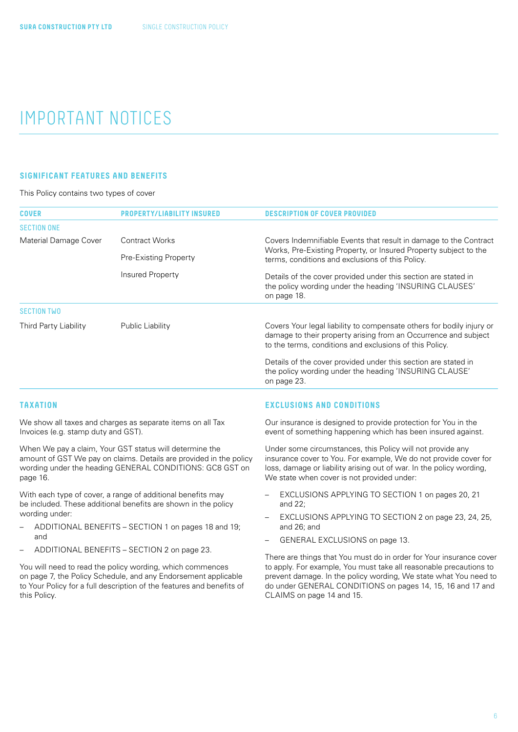# IMPORTANT NOTICES

## SIGNIFICANT FEATURES AND BENEFITS

This Policy contains two types of cover

| COVER | PROPERTY/LIABILITY INSURED | DESCRIPTION OF COVER PROVIDED |
|---|---|---|
| SECTION ONE | | |
| Material Damage Cover | Contract Works<br>Pre-Existing Property<br>Insured Property | Covers Indemnifiable Events that result in damage to the Contract Works, Pre-Existing Property, or Insured Property subject to the terms, conditions and exclusions of this Policy.<br><br>Details of the cover provided under this section are stated in the policy wording under the heading 'INSURING CLAUSES' on page 18. |
| SECTION TWO | | |
| Third Party Liability | Public Liability | Covers Your legal liability to compensate others for bodily injury or damage to their property arising from an Occurrence and subject to the terms, conditions and exclusions of this Policy.<br><br>Details of the cover provided under this section are stated in the policy wording under the heading 'INSURING CLAUSE' on page 23. |

## TAXATION

We show all taxes and charges as separate items on all Tax Invoices (e.g. stamp duty and GST).

When We pay a claim, Your GST status will determine the amount of GST We pay on claims. Details are provided in the policy wording under the heading GENERAL CONDITIONS: GC8 GST on page 16.

With each type of cover, a range of additional benefits may be included. These additional benefits are shown in the policy wording under:

- ADDITIONAL BENEFITS – SECTION 1 on pages 18 and 19; and
- ADDITIONAL BENEFITS – SECTION 2 on page 23.

You will need to read the policy wording, which commences on page 7, the Policy Schedule, and any Endorsement applicable to Your Policy for a full description of the features and benefits of this Policy.

## EXCLUSIONS AND CONDITIONS

Our insurance is designed to provide protection for You in the event of something happening which has been insured against.

Under some circumstances, this Policy will not provide any insurance cover to You. For example, We do not provide cover for loss, damage or liability arising out of war. In the policy wording, We state when cover is not provided under:

- EXCLUSIONS APPLYING TO SECTION 1 on pages 20, 21 and 22;
- EXCLUSIONS APPLYING TO SECTION 2 on page 23, 24, 25, and 26; and
- GENERAL EXCLUSIONS on page 13.

There are things that You must do in order for Your insurance cover to apply. For example, You must take all reasonable precautions to prevent damage. In the policy wording, We state what You need to do under GENERAL CONDITIONS on pages 14, 15, 16 and 17 and CLAIMS on page 14 and 15.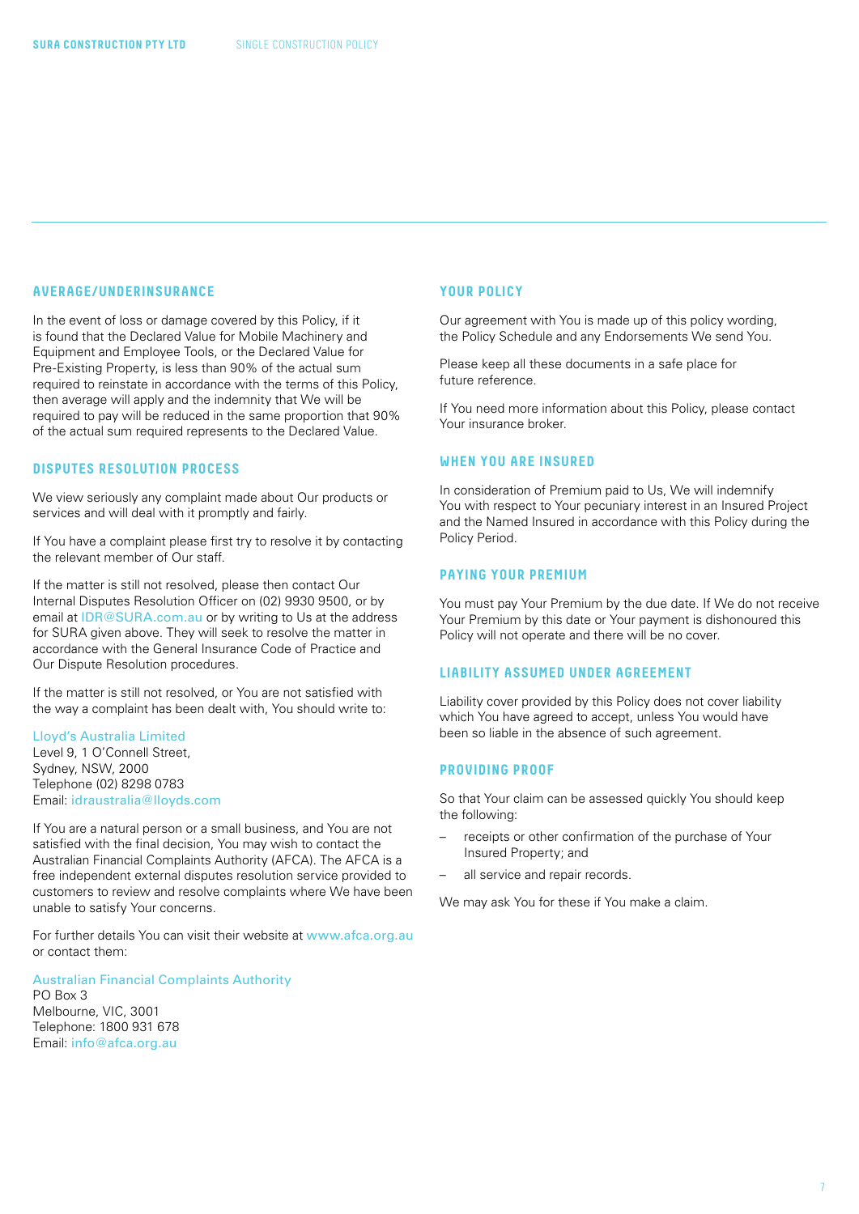## AVERAGE/UNDERINSURANCE

In the event of loss or damage covered by this Policy, if it is found that the Declared Value for Mobile Machinery and Equipment and Employee Tools, or the Declared Value for Pre-Existing Property, is less than 90% of the actual sum required to reinstate in accordance with the terms of this Policy, then average will apply and the indemnity that We will be required to pay will be reduced in the same proportion that 90% of the actual sum required represents to the Declared Value.

## DISPUTES RESOLUTION PROCESS

We view seriously any complaint made about Our products or services and will deal with it promptly and fairly.

If You have a complaint please first try to resolve it by contacting the relevant member of Our staff.

If the matter is still not resolved, please then contact Our Internal Disputes Resolution Officer on (02) 9930 9500, or by email at IDR@SURA.com.au or by writing to Us at the address for SURA given above. They will seek to resolve the matter in accordance with the General Insurance Code of Practice and Our Dispute Resolution procedures.

If the matter is still not resolved, or You are not satisfied with the way a complaint has been dealt with, You should write to:

Lloyd's Australia Limited
Level 9, 1 O'Connell Street,
Sydney, NSW, 2000
Telephone (02) 8298 0783
Email: idraustralia@lloyds.com

If You are a natural person or a small business, and You are not satisfied with the final decision, You may wish to contact the Australian Financial Complaints Authority (AFCA). The AFCA is a free independent external disputes resolution service provided to customers to review and resolve complaints where We have been unable to satisfy Your concerns.

For further details You can visit their website at www.afca.org.au or contact them:

Australian Financial Complaints Authority
PO Box 3
Melbourne, VIC, 3001
Telephone: 1800 931 678
Email: info@afca.org.au

## YOUR POLICY

Our agreement with You is made up of this policy wording, the Policy Schedule and any Endorsements We send You.

Please keep all these documents in a safe place for future reference.

If You need more information about this Policy, please contact Your insurance broker.

## WHEN YOU ARE INSURED

In consideration of Premium paid to Us, We will indemnify You with respect to Your pecuniary interest in an Insured Project and the Named Insured in accordance with this Policy during the Policy Period.

## PAYING YOUR PREMIUM

You must pay Your Premium by the due date. If We do not receive Your Premium by this date or Your payment is dishonoured this Policy will not operate and there will be no cover.

## LIABILITY ASSUMED UNDER AGREEMENT

Liability cover provided by this Policy does not cover liability which You have agreed to accept, unless You would have been so liable in the absence of such agreement.

## PROVIDING PROOF

So that Your claim can be assessed quickly You should keep the following:

- receipts or other confirmation of the purchase of Your Insured Property; and
- all service and repair records.

We may ask You for these if You make a claim.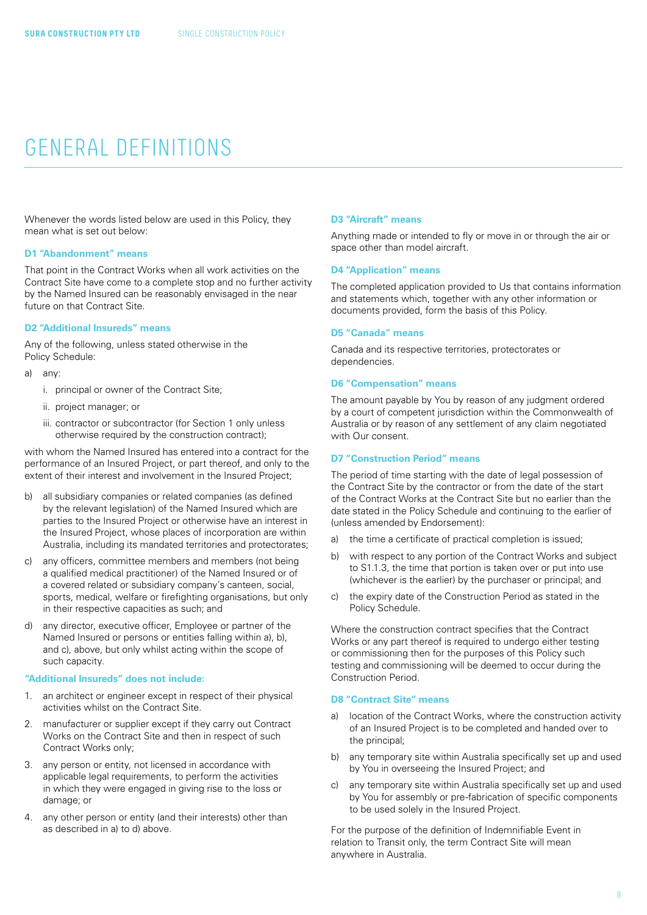# GENERAL DEFINITIONS

Whenever the words listed below are used in this Policy, they mean what is set out below:

### D1 "Abandonment" means

That point in the Contract Works when all work activities on the Contract Site have come to a complete stop and no further activity by the Named Insured can be reasonably envisaged in the near future on that Contract Site.

### D2 "Additional Insureds" means

Any of the following, unless stated otherwise in the Policy Schedule:

a) any:

   i. principal or owner of the Contract Site;

   ii. project manager; or

   iii. contractor or subcontractor (for Section 1 only unless otherwise required by the construction contract);

with whom the Named Insured has entered into a contract for the performance of an Insured Project, or part thereof, and only to the extent of their interest and involvement in the Insured Project;

b) all subsidiary companies or related companies (as defined by the relevant legislation) of the Named Insured which are parties to the Insured Project or otherwise have an interest in the Insured Project, whose places of incorporation are within Australia, including its mandated territories and protectorates;

c) any officers, committee members and members (not being a qualified medical practitioner) of the Named Insured or of a covered related or subsidiary company's canteen, social, sports, medical, welfare or firefighting organisations, but only in their respective capacities as such; and

d) any director, executive officer, Employee or partner of the Named Insured or persons or entities falling within a), b), and c), above, but only whilst acting within the scope of such capacity.

**"Additional Insureds" does not include:**

1. an architect or engineer except in respect of their physical activities whilst on the Contract Site.
2. manufacturer or supplier except if they carry out Contract Works on the Contract Site and then in respect of such Contract Works only;
3. any person or entity, not licensed in accordance with applicable legal requirements, to perform the activities in which they were engaged in giving rise to the loss or damage; or
4. any other person or entity (and their interests) other than as described in a) to d) above.

### D3 "Aircraft" means

Anything made or intended to fly or move in or through the air or space other than model aircraft.

### D4 "Application" means

The completed application provided to Us that contains information and statements which, together with any other information or documents provided, form the basis of this Policy.

### D5 "Canada" means

Canada and its respective territories, protectorates or dependencies.

### D6 "Compensation" means

The amount payable by You by reason of any judgment ordered by a court of competent jurisdiction within the Commonwealth of Australia or by reason of any settlement of any claim negotiated with Our consent.

### D7 "Construction Period" means

The period of time starting with the date of legal possession of the Contract Site by the contractor or from the date of the start of the Contract Works at the Contract Site but no earlier than the date stated in the Policy Schedule and continuing to the earlier of (unless amended by Endorsement):

a) the time a certificate of practical completion is issued;

b) with respect to any portion of the Contract Works and subject to S1.1.3, the time that portion is taken over or put into use (whichever is the earlier) by the purchaser or principal; and

c) the expiry date of the Construction Period as stated in the Policy Schedule.

Where the construction contract specifies that the Contract Works or any part thereof is required to undergo either testing or commissioning then for the purposes of this Policy such testing and commissioning will be deemed to occur during the Construction Period.

### D8 "Contract Site" means

a) location of the Contract Works, where the construction activity of an Insured Project is to be completed and handed over to the principal;

b) any temporary site within Australia specifically set up and used by You in overseeing the Insured Project; and

c) any temporary site within Australia specifically set up and used by You for assembly or pre-fabrication of specific components to be used solely in the Insured Project.

For the purpose of the definition of Indemnifiable Event in relation to Transit only, the term Contract Site will mean anywhere in Australia.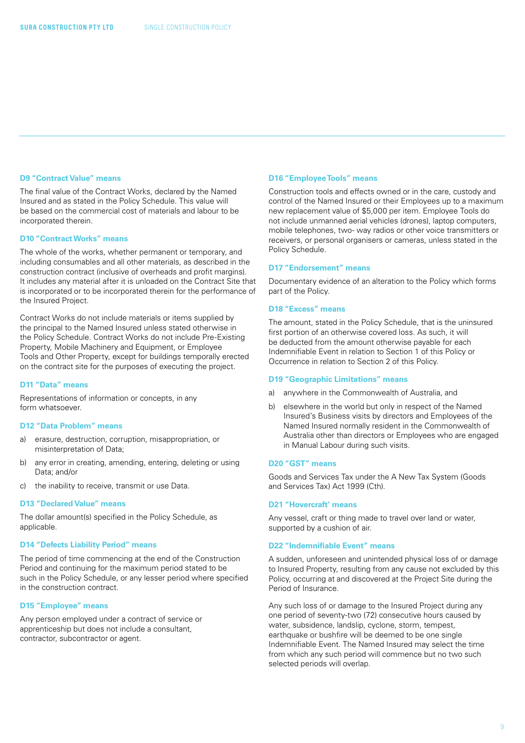#### D9 "Contract Value" means

The final value of the Contract Works, declared by the Named Insured and as stated in the Policy Schedule. This value will be based on the commercial cost of materials and labour to be incorporated therein.

#### D10 "Contract Works" means

The whole of the works, whether permanent or temporary, and including consumables and all other materials, as described in the construction contract (inclusive of overheads and profit margins). It includes any material after it is unloaded on the Contract Site that is incorporated or to be incorporated therein for the performance of the Insured Project.

Contract Works do not include materials or items supplied by the principal to the Named Insured unless stated otherwise in the Policy Schedule. Contract Works do not include Pre-Existing Property, Mobile Machinery and Equipment, or Employee Tools and Other Property, except for buildings temporally erected on the contract site for the purposes of executing the project.

#### D11 "Data" means

Representations of information or concepts, in any form whatsoever.

#### D12 "Data Problem" means

a) erasure, destruction, corruption, misappropriation, or misinterpretation of Data;

b) any error in creating, amending, entering, deleting or using Data; and/or

c) the inability to receive, transmit or use Data.

#### D13 "Declared Value" means

The dollar amount(s) specified in the Policy Schedule, as applicable.

#### D14 "Defects Liability Period" means

The period of time commencing at the end of the Construction Period and continuing for the maximum period stated to be such in the Policy Schedule, or any lesser period where specified in the construction contract.

#### D15 "Employee" means

Any person employed under a contract of service or apprenticeship but does not include a consultant, contractor, subcontractor or agent.

#### D16 "Employee Tools" means

Construction tools and effects owned or in the care, custody and control of the Named Insured or their Employees up to a maximum new replacement value of $5,000 per item. Employee Tools do not include unmanned aerial vehicles (drones), laptop computers, mobile telephones, two- way radios or other voice transmitters or receivers, or personal organisers or cameras, unless stated in the Policy Schedule.

#### D17 "Endorsement" means

Documentary evidence of an alteration to the Policy which forms part of the Policy.

#### D18 "Excess" means

The amount, stated in the Policy Schedule, that is the uninsured first portion of an otherwise covered loss. As such, it will be deducted from the amount otherwise payable for each Indemnifiable Event in relation to Section 1 of this Policy or Occurrence in relation to Section 2 of this Policy.

#### D19 "Geographic Limitations" means

a) anywhere in the Commonwealth of Australia, and

b) elsewhere in the world but only in respect of the Named Insured's Business visits by directors and Employees of the Named Insured normally resident in the Commonwealth of Australia other than directors or Employees who are engaged in Manual Labour during such visits.

#### D20 "GST" means

Goods and Services Tax under the A New Tax System (Goods and Services Tax) Act 1999 (Cth).

#### D21 "Hovercraft' means

Any vessel, craft or thing made to travel over land or water, supported by a cushion of air.

#### D22 "Indemnifiable Event" means

A sudden, unforeseen and unintended physical loss of or damage to Insured Property, resulting from any cause not excluded by this Policy, occurring at and discovered at the Project Site during the Period of Insurance.

Any such loss of or damage to the Insured Project during any one period of seventy-two (72) consecutive hours caused by water, subsidence, landslip, cyclone, storm, tempest, earthquake or bushfire will be deemed to be one single Indemnifiable Event. The Named Insured may select the time from which any such period will commence but no two such selected periods will overlap.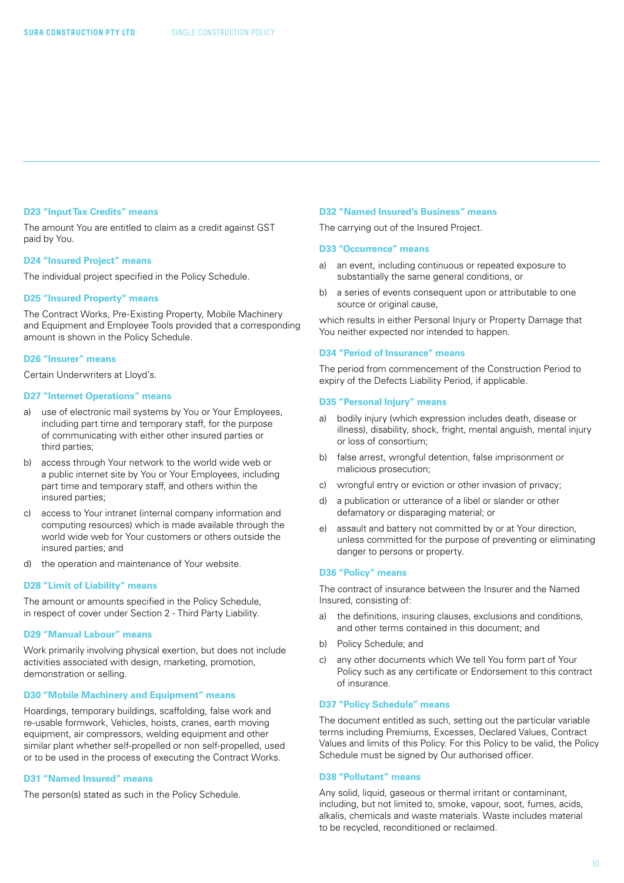#### D23 "Input Tax Credits" means

The amount You are entitled to claim as a credit against GST paid by You.

#### D24 "Insured Project" means

The individual project specified in the Policy Schedule.

#### D25 "Insured Property" means

The Contract Works, Pre-Existing Property, Mobile Machinery and Equipment and Employee Tools provided that a corresponding amount is shown in the Policy Schedule.

#### D26 "Insurer" means

Certain Underwriters at Lloyd's.

#### D27 "Internet Operations" means

a) use of electronic mail systems by You or Your Employees, including part time and temporary staff, for the purpose of communicating with either other insured parties or third parties;

b) access through Your network to the world wide web or a public internet site by You or Your Employees, including part time and temporary staff, and others within the insured parties;

c) access to Your intranet (internal company information and computing resources) which is made available through the world wide web for Your customers or others outside the insured parties; and

d) the operation and maintenance of Your website.

#### D28 "Limit of Liability" means

The amount or amounts specified in the Policy Schedule, in respect of cover under Section 2 - Third Party Liability.

#### D29 "Manual Labour" means

Work primarily involving physical exertion, but does not include activities associated with design, marketing, promotion, demonstration or selling.

#### D30 "Mobile Machinery and Equipment" means

Hoardings, temporary buildings, scaffolding, false work and re-usable formwork, Vehicles, hoists, cranes, earth moving equipment, air compressors, welding equipment and other similar plant whether self-propelled or non self-propelled, used or to be used in the process of executing the Contract Works.

#### D31 "Named Insured" means

The person(s) stated as such in the Policy Schedule.

#### D32 "Named Insured's Business" means

The carrying out of the Insured Project.

#### D33 "Occurrence" means

a) an event, including continuous or repeated exposure to substantially the same general conditions, or

b) a series of events consequent upon or attributable to one source or original cause,

which results in either Personal Injury or Property Damage that You neither expected nor intended to happen.

#### D34 "Period of Insurance" means

The period from commencement of the Construction Period to expiry of the Defects Liability Period, if applicable.

#### D35 "Personal Injury" means

a) bodily injury (which expression includes death, disease or illness), disability, shock, fright, mental anguish, mental injury or loss of consortium;

b) false arrest, wrongful detention, false imprisonment or malicious prosecution;

c) wrongful entry or eviction or other invasion of privacy;

d) a publication or utterance of a libel or slander or other defamatory or disparaging material; or

e) assault and battery not committed by or at Your direction, unless committed for the purpose of preventing or eliminating danger to persons or property.

#### D36 "Policy" means

The contract of insurance between the Insurer and the Named Insured, consisting of:

a) the definitions, insuring clauses, exclusions and conditions, and other terms contained in this document; and

b) Policy Schedule; and

c) any other documents which We tell You form part of Your Policy such as any certificate or Endorsement to this contract of insurance.

#### D37 "Policy Schedule" means

The document entitled as such, setting out the particular variable terms including Premiums, Excesses, Declared Values, Contract Values and limits of this Policy. For this Policy to be valid, the Policy Schedule must be signed by Our authorised officer.

#### D38 "Pollutant" means

Any solid, liquid, gaseous or thermal irritant or contaminant, including, but not limited to, smoke, vapour, soot, fumes, acids, alkalis, chemicals and waste materials. Waste includes material to be recycled, reconditioned or reclaimed.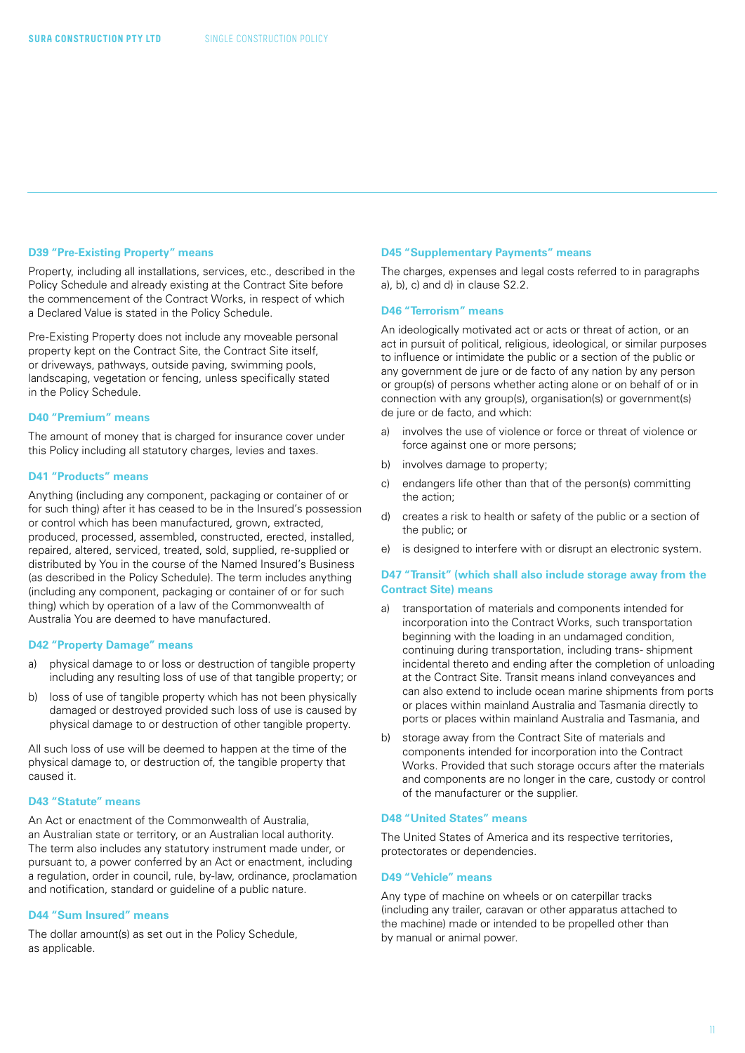#### D39 "Pre-Existing Property" means

Property, including all installations, services, etc., described in the Policy Schedule and already existing at the Contract Site before the commencement of the Contract Works, in respect of which a Declared Value is stated in the Policy Schedule.

Pre-Existing Property does not include any moveable personal property kept on the Contract Site, the Contract Site itself, or driveways, pathways, outside paving, swimming pools, landscaping, vegetation or fencing, unless specifically stated in the Policy Schedule.

#### D40 "Premium" means

The amount of money that is charged for insurance cover under this Policy including all statutory charges, levies and taxes.

#### D41 "Products" means

Anything (including any component, packaging or container of or for such thing) after it has ceased to be in the Insured's possession or control which has been manufactured, grown, extracted, produced, processed, assembled, constructed, erected, installed, repaired, altered, serviced, treated, sold, supplied, re-supplied or distributed by You in the course of the Named Insured's Business (as described in the Policy Schedule). The term includes anything (including any component, packaging or container of or for such thing) which by operation of a law of the Commonwealth of Australia You are deemed to have manufactured.

#### D42 "Property Damage" means

a) physical damage to or loss or destruction of tangible property including any resulting loss of use of that tangible property; or

b) loss of use of tangible property which has not been physically damaged or destroyed provided such loss of use is caused by physical damage to or destruction of other tangible property.

All such loss of use will be deemed to happen at the time of the physical damage to, or destruction of, the tangible property that caused it.

#### D43 "Statute" means

An Act or enactment of the Commonwealth of Australia, an Australian state or territory, or an Australian local authority. The term also includes any statutory instrument made under, or pursuant to, a power conferred by an Act or enactment, including a regulation, order in council, rule, by-law, ordinance, proclamation and notification, standard or guideline of a public nature.

#### D44 "Sum Insured" means

The dollar amount(s) as set out in the Policy Schedule, as applicable.

#### D45 "Supplementary Payments" means

The charges, expenses and legal costs referred to in paragraphs a), b), c) and d) in clause S2.2.

#### D46 "Terrorism" means

An ideologically motivated act or acts or threat of action, or an act in pursuit of political, religious, ideological, or similar purposes to influence or intimidate the public or a section of the public or any government de jure or de facto of any nation by any person or group(s) of persons whether acting alone or on behalf of or in connection with any group(s), organisation(s) or government(s) de jure or de facto, and which:

a) involves the use of violence or force or threat of violence or force against one or more persons;

b) involves damage to property;

c) endangers life other than that of the person(s) committing the action;

d) creates a risk to health or safety of the public or a section of the public; or

e) is designed to interfere with or disrupt an electronic system.

#### D47 "Transit" (which shall also include storage away from the Contract Site) means

a) transportation of materials and components intended for incorporation into the Contract Works, such transportation beginning with the loading in an undamaged condition, continuing during transportation, including trans- shipment incidental thereto and ending after the completion of unloading at the Contract Site. Transit means inland conveyances and can also extend to include ocean marine shipments from ports or places within mainland Australia and Tasmania directly to ports or places within mainland Australia and Tasmania, and

b) storage away from the Contract Site of materials and components intended for incorporation into the Contract Works. Provided that such storage occurs after the materials and components are no longer in the care, custody or control of the manufacturer or the supplier.

#### D48 "United States" means

The United States of America and its respective territories, protectorates or dependencies.

#### D49 "Vehicle" means

Any type of machine on wheels or on caterpillar tracks (including any trailer, caravan or other apparatus attached to the machine) made or intended to be propelled other than by manual or animal power.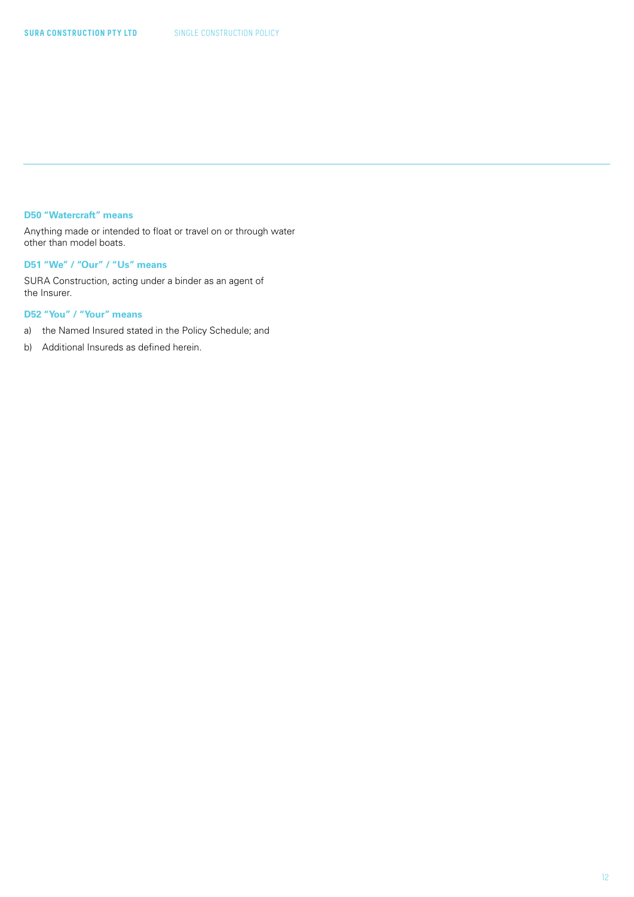### D50 “Watercraft” means

Anything made or intended to float or travel on or through water other than model boats.

### D51 “We” / “Our” / “Us” means

SURA Construction, acting under a binder as an agent of the Insurer.

### D52 “You” / “Your” means

a) the Named Insured stated in the Policy Schedule; and

b) Additional Insureds as defined herein.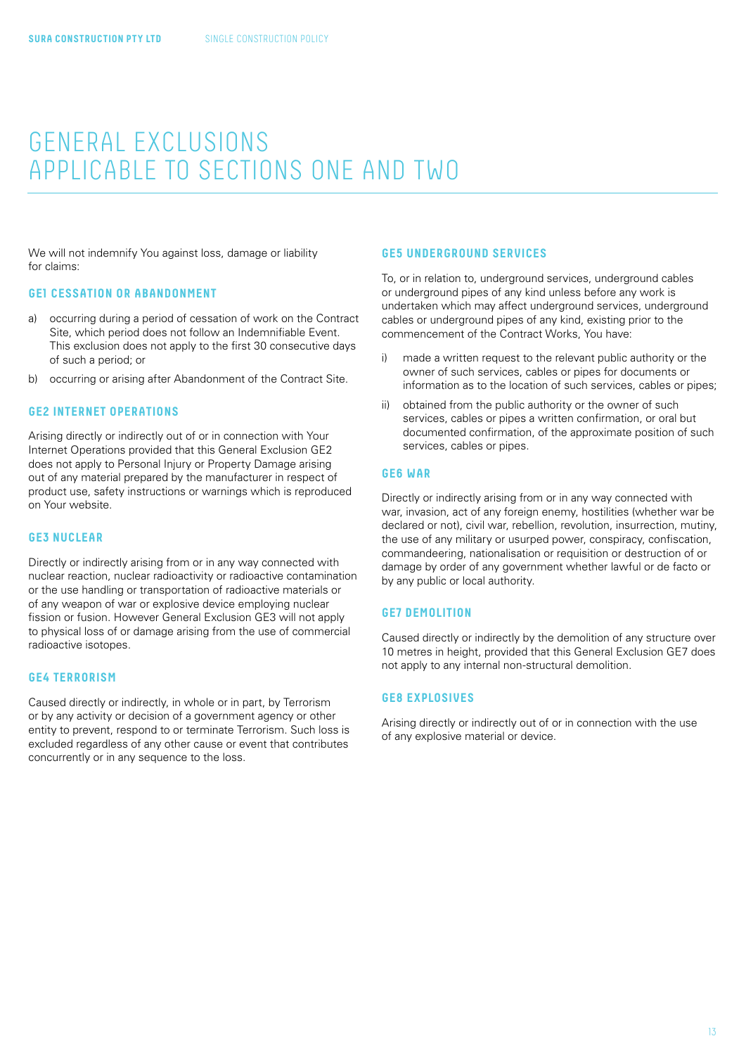# GENERAL EXCLUSIONS APPLICABLE TO SECTIONS ONE AND TWO

We will not indemnify You against loss, damage or liability for claims:

### GE1 CESSATION OR ABANDONMENT

a) occurring during a period of cessation of work on the Contract Site, which period does not follow an Indemnifiable Event. This exclusion does not apply to the first 30 consecutive days of such a period; or

b) occurring or arising after Abandonment of the Contract Site.

### GE2 INTERNET OPERATIONS

Arising directly or indirectly out of or in connection with Your Internet Operations provided that this General Exclusion GE2 does not apply to Personal Injury or Property Damage arising out of any material prepared by the manufacturer in respect of product use, safety instructions or warnings which is reproduced on Your website.

### GE3 NUCLEAR

Directly or indirectly arising from or in any way connected with nuclear reaction, nuclear radioactivity or radioactive contamination or the use handling or transportation of radioactive materials or of any weapon of war or explosive device employing nuclear fission or fusion. However General Exclusion GE3 will not apply to physical loss of or damage arising from the use of commercial radioactive isotopes.

### GE4 TERRORISM

Caused directly or indirectly, in whole or in part, by Terrorism or by any activity or decision of a government agency or other entity to prevent, respond to or terminate Terrorism. Such loss is excluded regardless of any other cause or event that contributes concurrently or in any sequence to the loss.

### GE5 UNDERGROUND SERVICES

To, or in relation to, underground services, underground cables or underground pipes of any kind unless before any work is undertaken which may affect underground services, underground cables or underground pipes of any kind, existing prior to the commencement of the Contract Works, You have:

i) made a written request to the relevant public authority or the owner of such services, cables or pipes for documents or information as to the location of such services, cables or pipes;

ii) obtained from the public authority or the owner of such services, cables or pipes a written confirmation, or oral but documented confirmation, of the approximate position of such services, cables or pipes.

### GE6 WAR

Directly or indirectly arising from or in any way connected with war, invasion, act of any foreign enemy, hostilities (whether war be declared or not), civil war, rebellion, revolution, insurrection, mutiny, the use of any military or usurped power, conspiracy, confiscation, commandeering, nationalisation or requisition or destruction of or damage by order of any government whether lawful or de facto or by any public or local authority.

### GE7 DEMOLITION

Caused directly or indirectly by the demolition of any structure over 10 metres in height, provided that this General Exclusion GE7 does not apply to any internal non-structural demolition.

### GE8 EXPLOSIVES

Arising directly or indirectly out of or in connection with the use of any explosive material or device.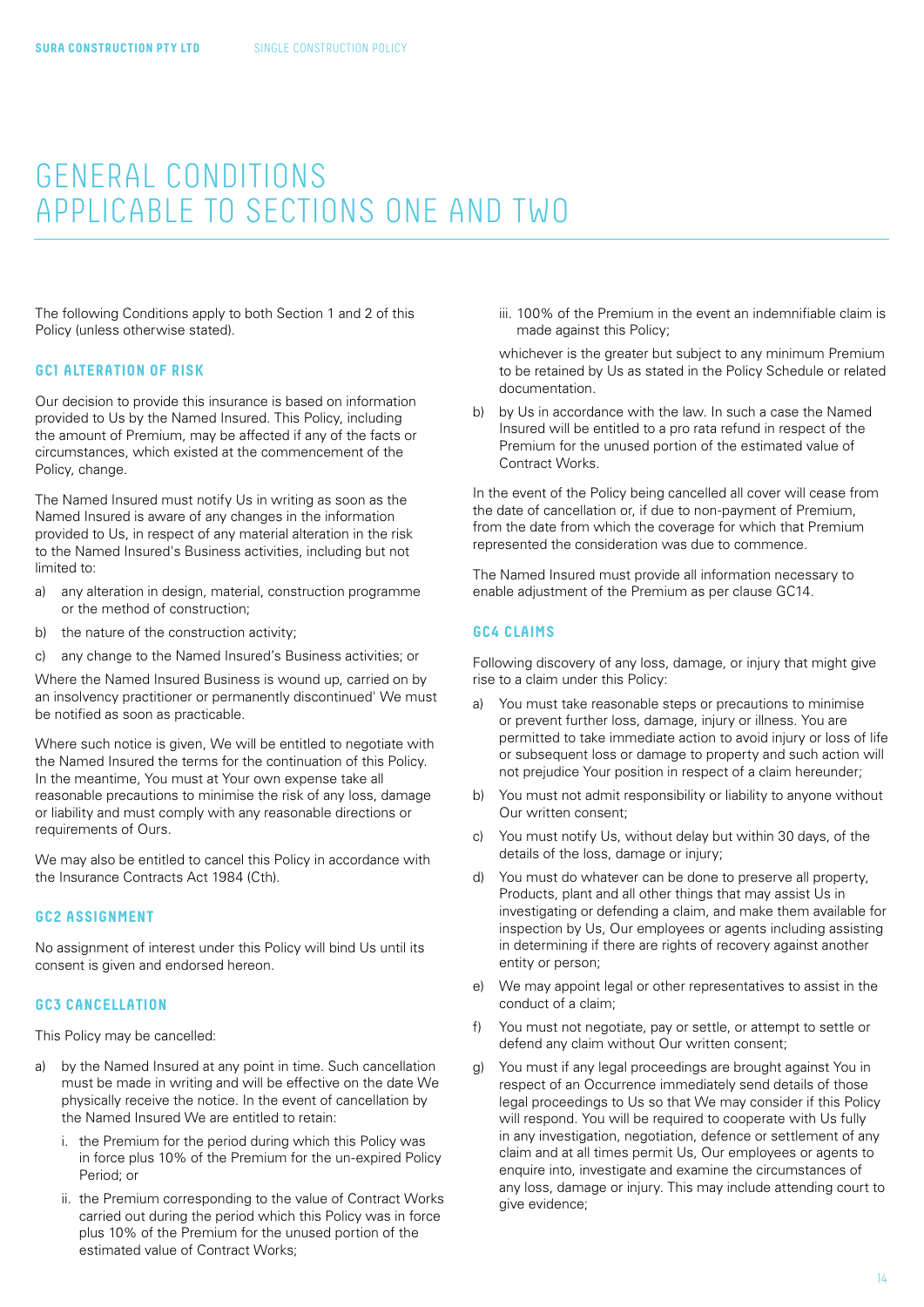# GENERAL CONDITIONS APPLICABLE TO SECTIONS ONE AND TWO

The following Conditions apply to both Section 1 and 2 of this Policy (unless otherwise stated).

### GC1 ALTERATION OF RISK

Our decision to provide this insurance is based on information provided to Us by the Named Insured. This Policy, including the amount of Premium, may be affected if any of the facts or circumstances, which existed at the commencement of the Policy, change.

The Named Insured must notify Us in writing as soon as the Named Insured is aware of any changes in the information provided to Us, in respect of any material alteration in the risk to the Named Insured's Business activities, including but not limited to:

a) any alteration in design, material, construction programme or the method of construction;

b) the nature of the construction activity;

c) any change to the Named Insured's Business activities; or

Where the Named Insured Business is wound up, carried on by an insolvency practitioner or permanently discontinued' We must be notified as soon as practicable.

Where such notice is given, We will be entitled to negotiate with the Named Insured the terms for the continuation of this Policy. In the meantime, You must at Your own expense take all reasonable precautions to minimise the risk of any loss, damage or liability and must comply with any reasonable directions or requirements of Ours.

We may also be entitled to cancel this Policy in accordance with the Insurance Contracts Act 1984 (Cth).

### GC2 ASSIGNMENT

No assignment of interest under this Policy will bind Us until its consent is given and endorsed hereon.

### GC3 CANCELLATION

This Policy may be cancelled:

a) by the Named Insured at any point in time. Such cancellation must be made in writing and will be effective on the date We physically receive the notice. In the event of cancellation by the Named Insured We are entitled to retain:

   i. the Premium for the period during which this Policy was in force plus 10% of the Premium for the un-expired Policy Period; or

   ii. the Premium corresponding to the value of Contract Works carried out during the period which this Policy was in force plus 10% of the Premium for the unused portion of the estimated value of Contract Works;

   iii. 100% of the Premium in the event an indemnifiable claim is made against this Policy;

   whichever is the greater but subject to any minimum Premium to be retained by Us as stated in the Policy Schedule or related documentation.

b) by Us in accordance with the law. In such a case the Named Insured will be entitled to a pro rata refund in respect of the Premium for the unused portion of the estimated value of Contract Works.

In the event of the Policy being cancelled all cover will cease from the date of cancellation or, if due to non-payment of Premium, from the date from which the coverage for which that Premium represented the consideration was due to commence.

The Named Insured must provide all information necessary to enable adjustment of the Premium as per clause GC14.

### GC4 CLAIMS

Following discovery of any loss, damage, or injury that might give rise to a claim under this Policy:

a) You must take reasonable steps or precautions to minimise or prevent further loss, damage, injury or illness. You are permitted to take immediate action to avoid injury or loss of life or subsequent loss or damage to property and such action will not prejudice Your position in respect of a claim hereunder;

b) You must not admit responsibility or liability to anyone without Our written consent;

c) You must notify Us, without delay but within 30 days, of the details of the loss, damage or injury;

d) You must do whatever can be done to preserve all property, Products, plant and all other things that may assist Us in investigating or defending a claim, and make them available for inspection by Us, Our employees or agents including assisting in determining if there are rights of recovery against another entity or person;

e) We may appoint legal or other representatives to assist in the conduct of a claim;

f) You must not negotiate, pay or settle, or attempt to settle or defend any claim without Our written consent;

g) You must if any legal proceedings are brought against You in respect of an Occurrence immediately send details of those legal proceedings to Us so that We may consider if this Policy will respond. You will be required to cooperate with Us fully in any investigation, negotiation, defence or settlement of any claim and at all times permit Us, Our employees or agents to enquire into, investigate and examine the circumstances of any loss, damage or injury. This may include attending court to give evidence;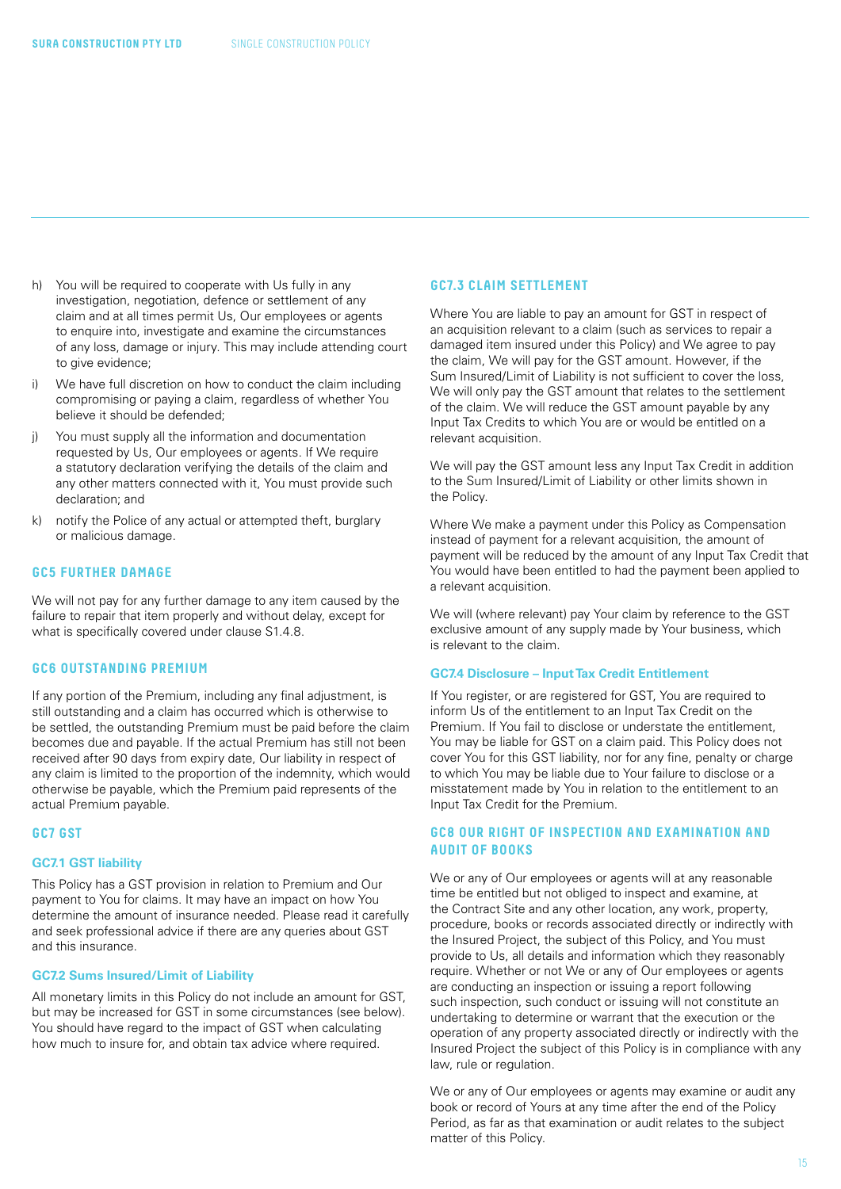h) You will be required to cooperate with Us fully in any investigation, negotiation, defence or settlement of any claim and at all times permit Us, Our employees or agents to enquire into, investigate and examine the circumstances of any loss, damage or injury. This may include attending court to give evidence;

i) We have full discretion on how to conduct the claim including compromising or paying a claim, regardless of whether You believe it should be defended;

j) You must supply all the information and documentation requested by Us, Our employees or agents. If We require a statutory declaration verifying the details of the claim and any other matters connected with it, You must provide such declaration; and

k) notify the Police of any actual or attempted theft, burglary or malicious damage.

## GC5 FURTHER DAMAGE

We will not pay for any further damage to any item caused by the failure to repair that item properly and without delay, except for what is specifically covered under clause S1.4.8.

## GC6 OUTSTANDING PREMIUM

If any portion of the Premium, including any final adjustment, is still outstanding and a claim has occurred which is otherwise to be settled, the outstanding Premium must be paid before the claim becomes due and payable. If the actual Premium has still not been received after 90 days from expiry date, Our liability in respect of any claim is limited to the proportion of the indemnity, which would otherwise be payable, which the Premium paid represents of the actual Premium payable.

## GC7 GST

### GC7.1 GST liability

This Policy has a GST provision in relation to Premium and Our payment to You for claims. It may have an impact on how You determine the amount of insurance needed. Please read it carefully and seek professional advice if there are any queries about GST and this insurance.

### GC7.2 Sums Insured/Limit of Liability

All monetary limits in this Policy do not include an amount for GST, but may be increased for GST in some circumstances (see below). You should have regard to the impact of GST when calculating how much to insure for, and obtain tax advice where required.

### GC7.3 CLAIM SETTLEMENT

Where You are liable to pay an amount for GST in respect of an acquisition relevant to a claim (such as services to repair a damaged item insured under this Policy) and We agree to pay the claim, We will pay for the GST amount. However, if the Sum Insured/Limit of Liability is not sufficient to cover the loss, We will only pay the GST amount that relates to the settlement of the claim. We will reduce the GST amount payable by any Input Tax Credits to which You are or would be entitled on a relevant acquisition.

We will pay the GST amount less any Input Tax Credit in addition to the Sum Insured/Limit of Liability or other limits shown in the Policy.

Where We make a payment under this Policy as Compensation instead of payment for a relevant acquisition, the amount of payment will be reduced by the amount of any Input Tax Credit that You would have been entitled to had the payment been applied to a relevant acquisition.

We will (where relevant) pay Your claim by reference to the GST exclusive amount of any supply made by Your business, which is relevant to the claim.

### GC7.4 Disclosure – Input Tax Credit Entitlement

If You register, or are registered for GST, You are required to inform Us of the entitlement to an Input Tax Credit on the Premium. If You fail to disclose or understate the entitlement, You may be liable for GST on a claim paid. This Policy does not cover You for this GST liability, nor for any fine, penalty or charge to which You may be liable due to Your failure to disclose or a misstatement made by You in relation to the entitlement to an Input Tax Credit for the Premium.

## GC8 OUR RIGHT OF INSPECTION AND EXAMINATION AND AUDIT OF BOOKS

We or any of Our employees or agents will at any reasonable time be entitled but not obliged to inspect and examine, at the Contract Site and any other location, any work, property, procedure, books or records associated directly or indirectly with the Insured Project, the subject of this Policy, and You must provide to Us, all details and information which they reasonably require. Whether or not We or any of Our employees or agents are conducting an inspection or issuing a report following such inspection, such conduct or issuing will not constitute an undertaking to determine or warrant that the execution or the operation of any property associated directly or indirectly with the Insured Project the subject of this Policy is in compliance with any law, rule or regulation.

We or any of Our employees or agents may examine or audit any book or record of Yours at any time after the end of the Policy Period, as far as that examination or audit relates to the subject matter of this Policy.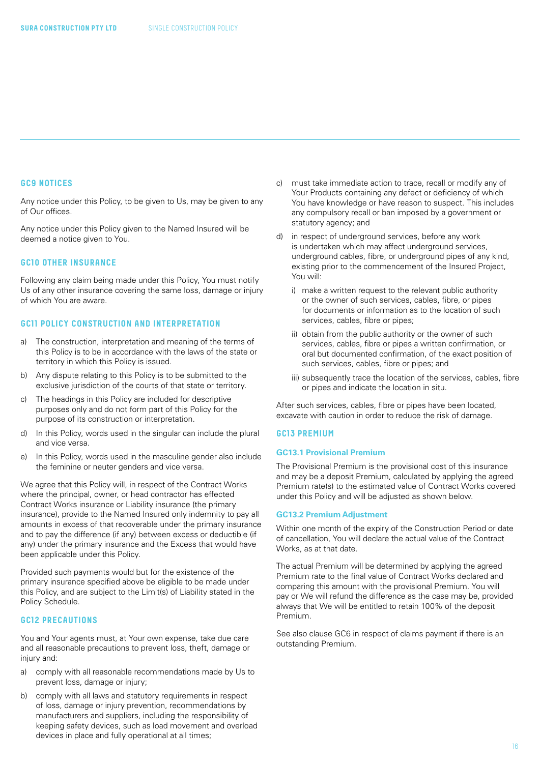## GC9 NOTICES

Any notice under this Policy, to be given to Us, may be given to any of Our offices.

Any notice under this Policy given to the Named Insured will be deemed a notice given to You.

## GC10 OTHER INSURANCE

Following any claim being made under this Policy, You must notify Us of any other insurance covering the same loss, damage or injury of which You are aware.

## GC11 POLICY CONSTRUCTION AND INTERPRETATION

a) The construction, interpretation and meaning of the terms of this Policy is to be in accordance with the laws of the state or territory in which this Policy is issued.

b) Any dispute relating to this Policy is to be submitted to the exclusive jurisdiction of the courts of that state or territory.

c) The headings in this Policy are included for descriptive purposes only and do not form part of this Policy for the purpose of its construction or interpretation.

d) In this Policy, words used in the singular can include the plural and vice versa.

e) In this Policy, words used in the masculine gender also include the feminine or neuter genders and vice versa.

We agree that this Policy will, in respect of the Contract Works where the principal, owner, or head contractor has effected Contract Works insurance or Liability insurance (the primary insurance), provide to the Named Insured only indemnity to pay all amounts in excess of that recoverable under the primary insurance and to pay the difference (if any) between excess or deductible (if any) under the primary insurance and the Excess that would have been applicable under this Policy.

Provided such payments would but for the existence of the primary insurance specified above be eligible to be made under this Policy, and are subject to the Limit(s) of Liability stated in the Policy Schedule.

## GC12 PRECAUTIONS

You and Your agents must, at Your own expense, take due care and all reasonable precautions to prevent loss, theft, damage or injury and:

a) comply with all reasonable recommendations made by Us to prevent loss, damage or injury;

b) comply with all laws and statutory requirements in respect of loss, damage or injury prevention, recommendations by manufacturers and suppliers, including the responsibility of keeping safety devices, such as load movement and overload devices in place and fully operational at all times;

c) must take immediate action to trace, recall or modify any of Your Products containing any defect or deficiency of which You have knowledge or have reason to suspect. This includes any compulsory recall or ban imposed by a government or statutory agency; and

d) in respect of underground services, before any work is undertaken which may affect underground services, underground cables, fibre, or underground pipes of any kind, existing prior to the commencement of the Insured Project, You will:

   i) make a written request to the relevant public authority or the owner of such services, cables, fibre, or pipes for documents or information as to the location of such services, cables, fibre or pipes;

   ii) obtain from the public authority or the owner of such services, cables, fibre or pipes a written confirmation, or oral but documented confirmation, of the exact position of such services, cables, fibre or pipes; and

   iii) subsequently trace the location of the services, cables, fibre or pipes and indicate the location in situ.

After such services, cables, fibre or pipes have been located, excavate with caution in order to reduce the risk of damage.

## GC13 PREMIUM

### GC13.1 Provisional Premium

The Provisional Premium is the provisional cost of this insurance and may be a deposit Premium, calculated by applying the agreed Premium rate(s) to the estimated value of Contract Works covered under this Policy and will be adjusted as shown below.

### GC13.2 Premium Adjustment

Within one month of the expiry of the Construction Period or date of cancellation, You will declare the actual value of the Contract Works, as at that date.

The actual Premium will be determined by applying the agreed Premium rate to the final value of Contract Works declared and comparing this amount with the provisional Premium. You will pay or We will refund the difference as the case may be, provided always that We will be entitled to retain 100% of the deposit Premium.

See also clause GC6 in respect of claims payment if there is an outstanding Premium.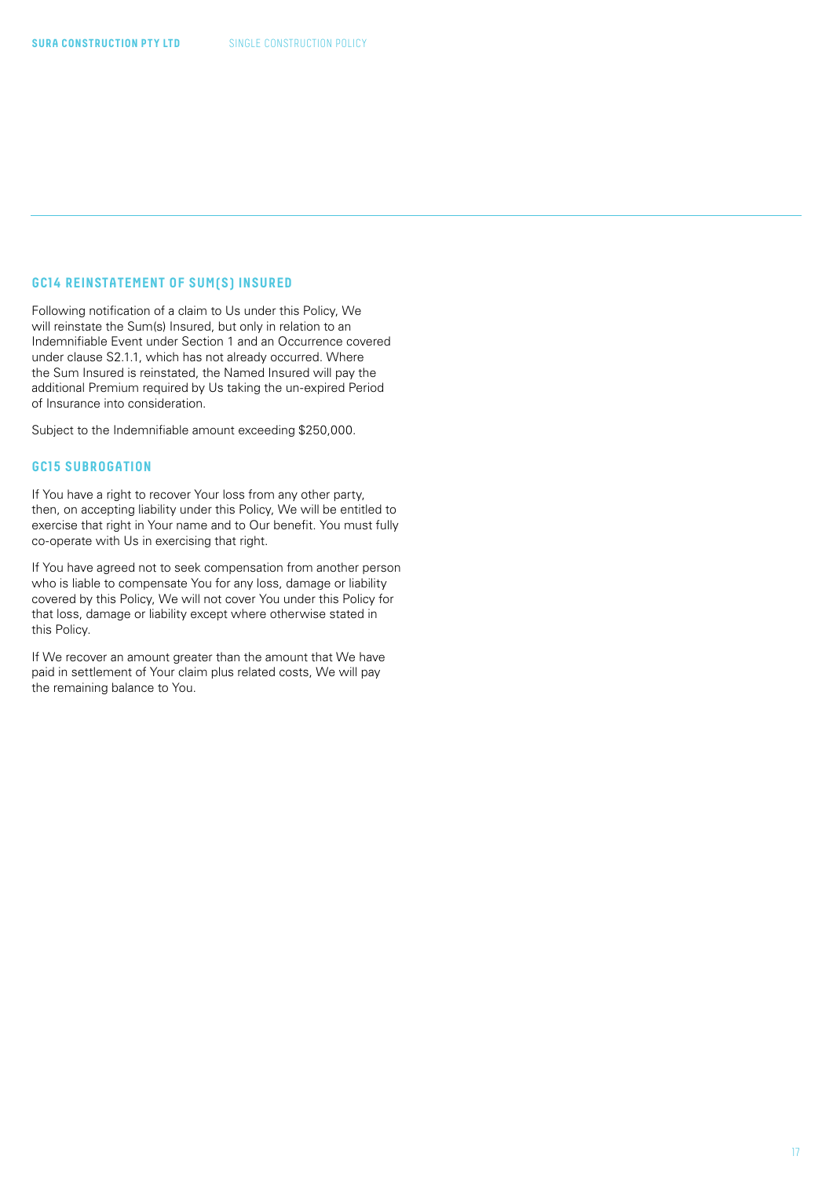## GC14 REINSTATEMENT OF SUM(S) INSURED

Following notification of a claim to Us under this Policy, We will reinstate the Sum(s) Insured, but only in relation to an Indemnifiable Event under Section 1 and an Occurrence covered under clause S2.1.1, which has not already occurred. Where the Sum Insured is reinstated, the Named Insured will pay the additional Premium required by Us taking the un-expired Period of Insurance into consideration.

Subject to the Indemnifiable amount exceeding $250,000.

## GC15 SUBROGATION

If You have a right to recover Your loss from any other party, then, on accepting liability under this Policy, We will be entitled to exercise that right in Your name and to Our benefit. You must fully co-operate with Us in exercising that right.

If You have agreed not to seek compensation from another person who is liable to compensate You for any loss, damage or liability covered by this Policy, We will not cover You under this Policy for that loss, damage or liability except where otherwise stated in this Policy.

If We recover an amount greater than the amount that We have paid in settlement of Your claim plus related costs, We will pay the remaining balance to You.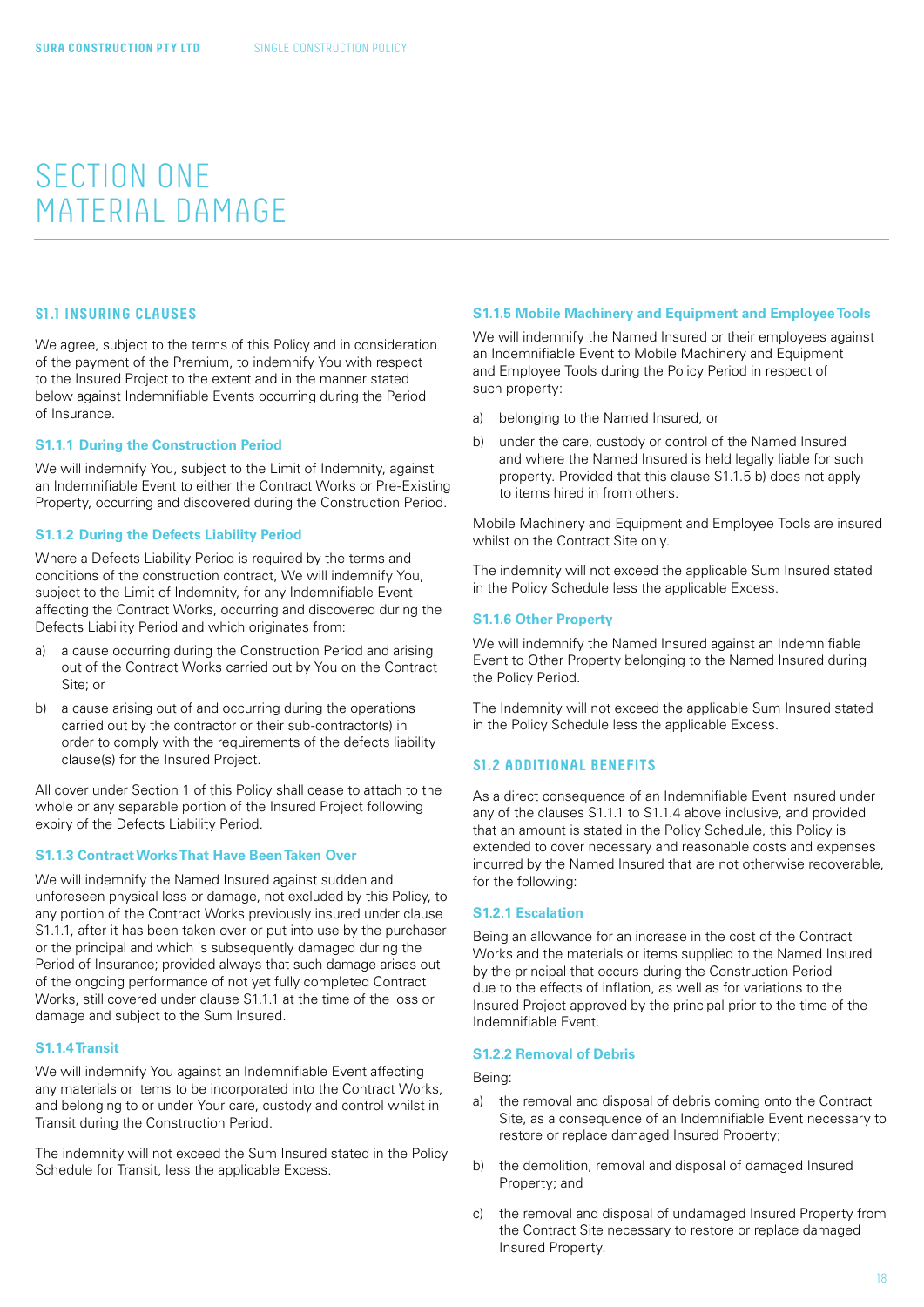# SECTION ONE MATERIAL DAMAGE

## S1.1 INSURING CLAUSES

We agree, subject to the terms of this Policy and in consideration of the payment of the Premium, to indemnify You with respect to the Insured Project to the extent and in the manner stated below against Indemnifiable Events occurring during the Period of Insurance.

### S1.1.1 During the Construction Period

We will indemnify You, subject to the Limit of Indemnity, against an Indemnifiable Event to either the Contract Works or Pre-Existing Property, occurring and discovered during the Construction Period.

### S1.1.2 During the Defects Liability Period

Where a Defects Liability Period is required by the terms and conditions of the construction contract, We will indemnify You, subject to the Limit of Indemnity, for any Indemnifiable Event affecting the Contract Works, occurring and discovered during the Defects Liability Period and which originates from:

a) a cause occurring during the Construction Period and arising out of the Contract Works carried out by You on the Contract Site; or

b) a cause arising out of and occurring during the operations carried out by the contractor or their sub-contractor(s) in order to comply with the requirements of the defects liability clause(s) for the Insured Project.

All cover under Section 1 of this Policy shall cease to attach to the whole or any separable portion of the Insured Project following expiry of the Defects Liability Period.

### S1.1.3 Contract Works That Have Been Taken Over

We will indemnify the Named Insured against sudden and unforeseen physical loss or damage, not excluded by this Policy, to any portion of the Contract Works previously insured under clause S1.1.1, after it has been taken over or put into use by the purchaser or the principal and which is subsequently damaged during the Period of Insurance; provided always that such damage arises out of the ongoing performance of not yet fully completed Contract Works, still covered under clause S1.1.1 at the time of the loss or damage and subject to the Sum Insured.

### S1.1.4 Transit

We will indemnify You against an Indemnifiable Event affecting any materials or items to be incorporated into the Contract Works, and belonging to or under Your care, custody and control whilst in Transit during the Construction Period.

The indemnity will not exceed the Sum Insured stated in the Policy Schedule for Transit, less the applicable Excess.

### S1.1.5 Mobile Machinery and Equipment and Employee Tools

We will indemnify the Named Insured or their employees against an Indemnifiable Event to Mobile Machinery and Equipment and Employee Tools during the Policy Period in respect of such property:

a) belonging to the Named Insured, or

b) under the care, custody or control of the Named Insured and where the Named Insured is held legally liable for such property. Provided that this clause S1.1.5 b) does not apply to items hired in from others.

Mobile Machinery and Equipment and Employee Tools are insured whilst on the Contract Site only.

The indemnity will not exceed the applicable Sum Insured stated in the Policy Schedule less the applicable Excess.

### S1.1.6 Other Property

We will indemnify the Named Insured against an Indemnifiable Event to Other Property belonging to the Named Insured during the Policy Period.

The Indemnity will not exceed the applicable Sum Insured stated in the Policy Schedule less the applicable Excess.

## S1.2 ADDITIONAL BENEFITS

As a direct consequence of an Indemnifiable Event insured under any of the clauses S1.1.1 to S1.1.4 above inclusive, and provided that an amount is stated in the Policy Schedule, this Policy is extended to cover necessary and reasonable costs and expenses incurred by the Named Insured that are not otherwise recoverable, for the following:

### S1.2.1 Escalation

Being an allowance for an increase in the cost of the Contract Works and the materials or items supplied to the Named Insured by the principal that occurs during the Construction Period due to the effects of inflation, as well as for variations to the Insured Project approved by the principal prior to the time of the Indemnifiable Event.

### S1.2.2 Removal of Debris

Being:

a) the removal and disposal of debris coming onto the Contract Site, as a consequence of an Indemnifiable Event necessary to restore or replace damaged Insured Property;

b) the demolition, removal and disposal of damaged Insured Property; and

c) the removal and disposal of undamaged Insured Property from the Contract Site necessary to restore or replace damaged Insured Property.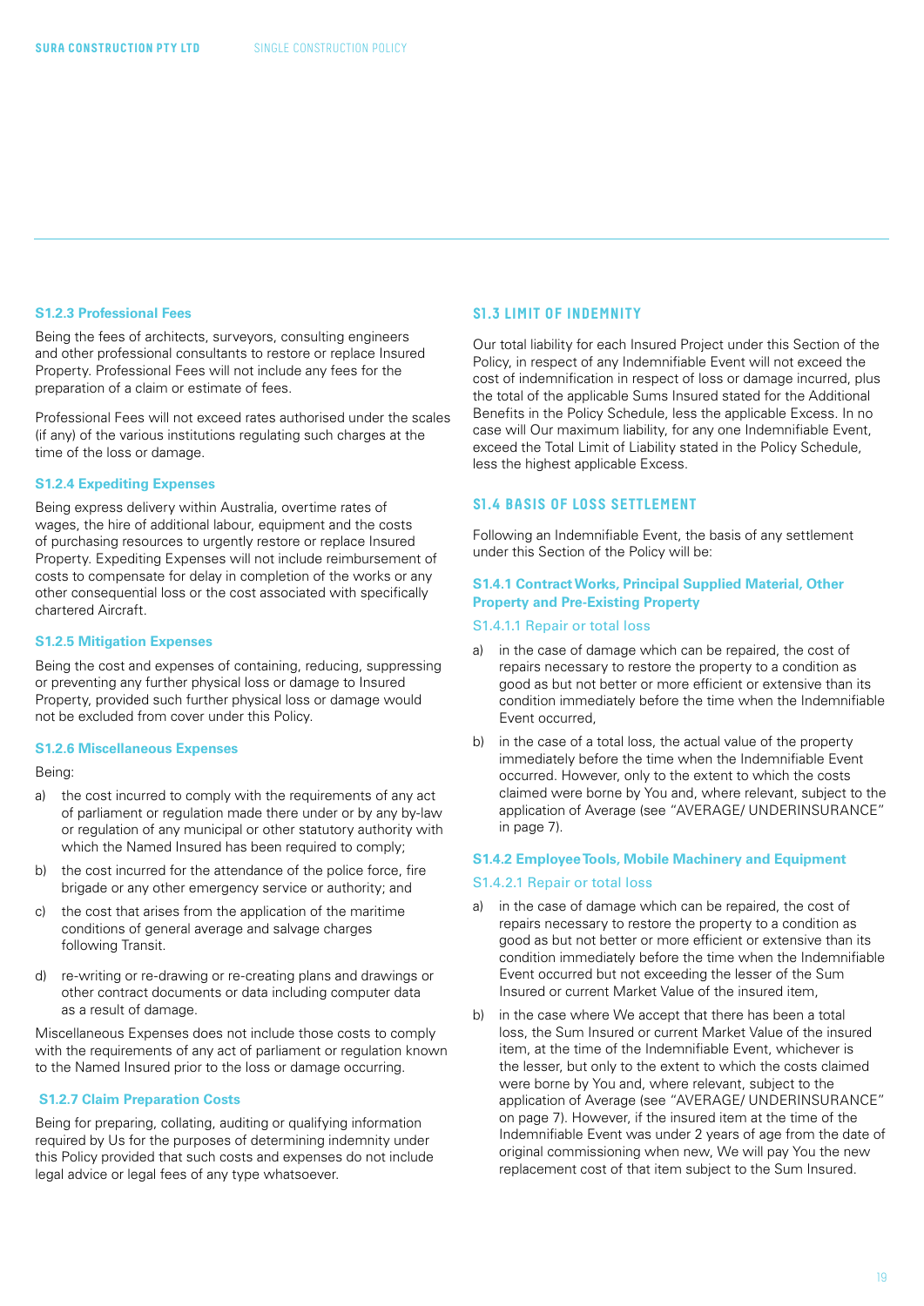#### S1.2.3 Professional Fees

Being the fees of architects, surveyors, consulting engineers and other professional consultants to restore or replace Insured Property. Professional Fees will not include any fees for the preparation of a claim or estimate of fees.

Professional Fees will not exceed rates authorised under the scales (if any) of the various institutions regulating such charges at the time of the loss or damage.

#### S1.2.4 Expediting Expenses

Being express delivery within Australia, overtime rates of wages, the hire of additional labour, equipment and the costs of purchasing resources to urgently restore or replace Insured Property. Expediting Expenses will not include reimbursement of costs to compensate for delay in completion of the works or any other consequential loss or the cost associated with specifically chartered Aircraft.

#### S1.2.5 Mitigation Expenses

Being the cost and expenses of containing, reducing, suppressing or preventing any further physical loss or damage to Insured Property, provided such further physical loss or damage would not be excluded from cover under this Policy.

#### S1.2.6 Miscellaneous Expenses

Being:

a) the cost incurred to comply with the requirements of any act of parliament or regulation made there under or by any by-law or regulation of any municipal or other statutory authority with which the Named Insured has been required to comply;

b) the cost incurred for the attendance of the police force, fire brigade or any other emergency service or authority; and

c) the cost that arises from the application of the maritime conditions of general average and salvage charges following Transit.

d) re-writing or re-drawing or re-creating plans and drawings or other contract documents or data including computer data as a result of damage.

Miscellaneous Expenses does not include those costs to comply with the requirements of any act of parliament or regulation known to the Named Insured prior to the loss or damage occurring.

#### S1.2.7 Claim Preparation Costs

Being for preparing, collating, auditing or qualifying information required by Us for the purposes of determining indemnity under this Policy provided that such costs and expenses do not include legal advice or legal fees of any type whatsoever.

### S1.3 LIMIT OF INDEMNITY

Our total liability for each Insured Project under this Section of the Policy, in respect of any Indemnifiable Event will not exceed the cost of indemnification in respect of loss or damage incurred, plus the total of the applicable Sums Insured stated for the Additional Benefits in the Policy Schedule, less the applicable Excess. In no case will Our maximum liability, for any one Indemnifiable Event, exceed the Total Limit of Liability stated in the Policy Schedule, less the highest applicable Excess.

### S1.4 BASIS OF LOSS SETTLEMENT

Following an Indemnifiable Event, the basis of any settlement under this Section of the Policy will be:

#### S1.4.1 Contract Works, Principal Supplied Material, Other Property and Pre-Existing Property

##### S1.4.1.1 Repair or total loss

a) in the case of damage which can be repaired, the cost of repairs necessary to restore the property to a condition as good as but not better or more efficient or extensive than its condition immediately before the time when the Indemnifiable Event occurred,

b) in the case of a total loss, the actual value of the property immediately before the time when the Indemnifiable Event occurred. However, only to the extent to which the costs claimed were borne by You and, where relevant, subject to the application of Average (see "AVERAGE/ UNDERINSURANCE" in page 7).

#### S1.4.2 Employee Tools, Mobile Machinery and Equipment

##### S1.4.2.1 Repair or total loss

a) in the case of damage which can be repaired, the cost of repairs necessary to restore the property to a condition as good as but not better or more efficient or extensive than its condition immediately before the time when the Indemnifiable Event occurred but not exceeding the lesser of the Sum Insured or current Market Value of the insured item,

b) in the case where We accept that there has been a total loss, the Sum Insured or current Market Value of the insured item, at the time of the Indemnifiable Event, whichever is the lesser, but only to the extent to which the costs claimed were borne by You and, where relevant, subject to the application of Average (see "AVERAGE/ UNDERINSURANCE" on page 7). However, if the insured item at the time of the Indemnifiable Event was under 2 years of age from the date of original commissioning when new, We will pay You the new replacement cost of that item subject to the Sum Insured.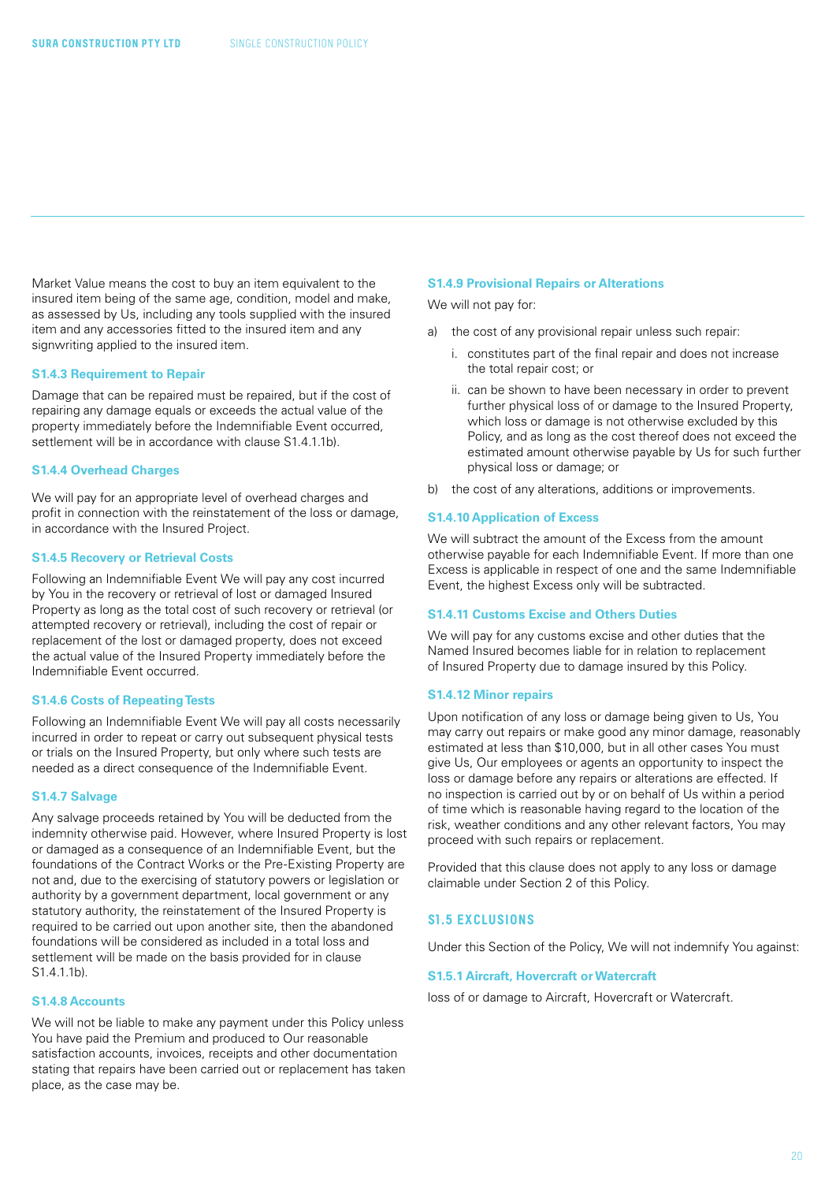Market Value means the cost to buy an item equivalent to the insured item being of the same age, condition, model and make, as assessed by Us, including any tools supplied with the insured item and any accessories fitted to the insured item and any signwriting applied to the insured item.

### S1.4.3 Requirement to Repair

Damage that can be repaired must be repaired, but if the cost of repairing any damage equals or exceeds the actual value of the property immediately before the Indemnifiable Event occurred, settlement will be in accordance with clause S1.4.1.1b).

### S1.4.4 Overhead Charges

We will pay for an appropriate level of overhead charges and profit in connection with the reinstatement of the loss or damage, in accordance with the Insured Project.

### S1.4.5 Recovery or Retrieval Costs

Following an Indemnifiable Event We will pay any cost incurred by You in the recovery or retrieval of lost or damaged Insured Property as long as the total cost of such recovery or retrieval (or attempted recovery or retrieval), including the cost of repair or replacement of the lost or damaged property, does not exceed the actual value of the Insured Property immediately before the Indemnifiable Event occurred.

### S1.4.6 Costs of Repeating Tests

Following an Indemnifiable Event We will pay all costs necessarily incurred in order to repeat or carry out subsequent physical tests or trials on the Insured Property, but only where such tests are needed as a direct consequence of the Indemnifiable Event.

### S1.4.7 Salvage

Any salvage proceeds retained by You will be deducted from the indemnity otherwise paid. However, where Insured Property is lost or damaged as a consequence of an Indemnifiable Event, but the foundations of the Contract Works or the Pre-Existing Property are not and, due to the exercising of statutory powers or legislation or authority by a government department, local government or any statutory authority, the reinstatement of the Insured Property is required to be carried out upon another site, then the abandoned foundations will be considered as included in a total loss and settlement will be made on the basis provided for in clause S1.4.1.1b).

### S1.4.8 Accounts

We will not be liable to make any payment under this Policy unless You have paid the Premium and produced to Our reasonable satisfaction accounts, invoices, receipts and other documentation stating that repairs have been carried out or replacement has taken place, as the case may be.

### S1.4.9 Provisional Repairs or Alterations

We will not pay for:

a) the cost of any provisional repair unless such repair:
   i. constitutes part of the final repair and does not increase the total repair cost; or
   ii. can be shown to have been necessary in order to prevent further physical loss of or damage to the Insured Property, which loss or damage is not otherwise excluded by this Policy, and as long as the cost thereof does not exceed the estimated amount otherwise payable by Us for such further physical loss or damage; or
b) the cost of any alterations, additions or improvements.

### S1.4.10 Application of Excess

We will subtract the amount of the Excess from the amount otherwise payable for each Indemnifiable Event. If more than one Excess is applicable in respect of one and the same Indemnifiable Event, the highest Excess only will be subtracted.

### S1.4.11 Customs Excise and Others Duties

We will pay for any customs excise and other duties that the Named Insured becomes liable for in relation to replacement of Insured Property due to damage insured by this Policy.

### S1.4.12 Minor repairs

Upon notification of any loss or damage being given to Us, You may carry out repairs or make good any minor damage, reasonably estimated at less than $10,000, but in all other cases You must give Us, Our employees or agents an opportunity to inspect the loss or damage before any repairs or alterations are effected. If no inspection is carried out by or on behalf of Us within a period of time which is reasonable having regard to the location of the risk, weather conditions and any other relevant factors, You may proceed with such repairs or replacement.

Provided that this clause does not apply to any loss or damage claimable under Section 2 of this Policy.

## S1.5 EXCLUSIONS

Under this Section of the Policy, We will not indemnify You against:

### S1.5.1 Aircraft, Hovercraft or Watercraft

loss of or damage to Aircraft, Hovercraft or Watercraft.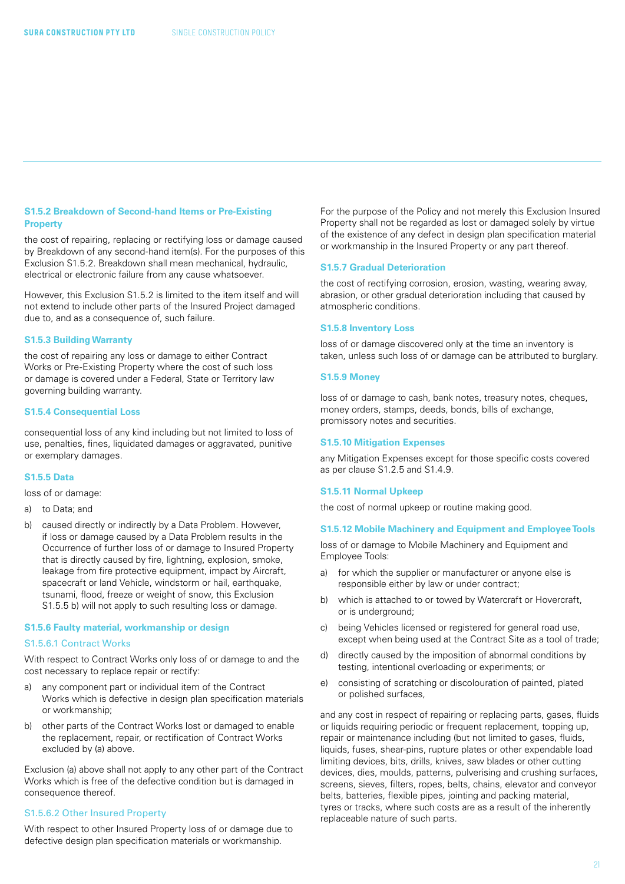### S1.5.2 Breakdown of Second-hand Items or Pre-Existing Property

the cost of repairing, replacing or rectifying loss or damage caused by Breakdown of any second-hand item(s). For the purposes of this Exclusion S1.5.2. Breakdown shall mean mechanical, hydraulic, electrical or electronic failure from any cause whatsoever.

However, this Exclusion S1.5.2 is limited to the item itself and will not extend to include other parts of the Insured Project damaged due to, and as a consequence of, such failure.

### S1.5.3 Building Warranty

the cost of repairing any loss or damage to either Contract Works or Pre-Existing Property where the cost of such loss or damage is covered under a Federal, State or Territory law governing building warranty.

### S1.5.4 Consequential Loss

consequential loss of any kind including but not limited to loss of use, penalties, fines, liquidated damages or aggravated, punitive or exemplary damages.

### S1.5.5 Data

loss of or damage:

a) to Data; and

b) caused directly or indirectly by a Data Problem. However, if loss or damage caused by a Data Problem results in the Occurrence of further loss of or damage to Insured Property that is directly caused by fire, lightning, explosion, smoke, leakage from fire protective equipment, impact by Aircraft, spacecraft or land Vehicle, windstorm or hail, earthquake, tsunami, flood, freeze or weight of snow, this Exclusion S1.5.5 b) will not apply to such resulting loss or damage.

### S1.5.6 Faulty material, workmanship or design

#### S1.5.6.1 Contract Works

With respect to Contract Works only loss of or damage to and the cost necessary to replace repair or rectify:

a) any component part or individual item of the Contract Works which is defective in design plan specification materials or workmanship;

b) other parts of the Contract Works lost or damaged to enable the replacement, repair, or rectification of Contract Works excluded by (a) above.

Exclusion (a) above shall not apply to any other part of the Contract Works which is free of the defective condition but is damaged in consequence thereof.

#### S1.5.6.2 Other Insured Property

With respect to other Insured Property loss of or damage due to defective design plan specification materials or workmanship.

For the purpose of the Policy and not merely this Exclusion Insured Property shall not be regarded as lost or damaged solely by virtue of the existence of any defect in design plan specification material or workmanship in the Insured Property or any part thereof.

### S1.5.7 Gradual Deterioration

the cost of rectifying corrosion, erosion, wasting, wearing away, abrasion, or other gradual deterioration including that caused by atmospheric conditions.

### S1.5.8 Inventory Loss

loss of or damage discovered only at the time an inventory is taken, unless such loss of or damage can be attributed to burglary.

### S1.5.9 Money

loss of or damage to cash, bank notes, treasury notes, cheques, money orders, stamps, deeds, bonds, bills of exchange, promissory notes and securities.

### S1.5.10 Mitigation Expenses

any Mitigation Expenses except for those specific costs covered as per clause S1.2.5 and S1.4.9.

### S1.5.11 Normal Upkeep

the cost of normal upkeep or routine making good.

### S1.5.12 Mobile Machinery and Equipment and Employee Tools

loss of or damage to Mobile Machinery and Equipment and Employee Tools:

a) for which the supplier or manufacturer or anyone else is responsible either by law or under contract;

b) which is attached to or towed by Watercraft or Hovercraft, or is underground;

c) being Vehicles licensed or registered for general road use, except when being used at the Contract Site as a tool of trade;

d) directly caused by the imposition of abnormal conditions by testing, intentional overloading or experiments; or

e) consisting of scratching or discolouration of painted, plated or polished surfaces,

and any cost in respect of repairing or replacing parts, gases, fluids or liquids requiring periodic or frequent replacement, topping up, repair or maintenance including (but not limited to gases, fluids, liquids, fuses, shear-pins, rupture plates or other expendable load limiting devices, bits, drills, knives, saw blades or other cutting devices, dies, moulds, patterns, pulverising and crushing surfaces, screens, sieves, filters, ropes, belts, chains, elevator and conveyor belts, batteries, flexible pipes, jointing and packing material, tyres or tracks, where such costs are as a result of the inherently replaceable nature of such parts.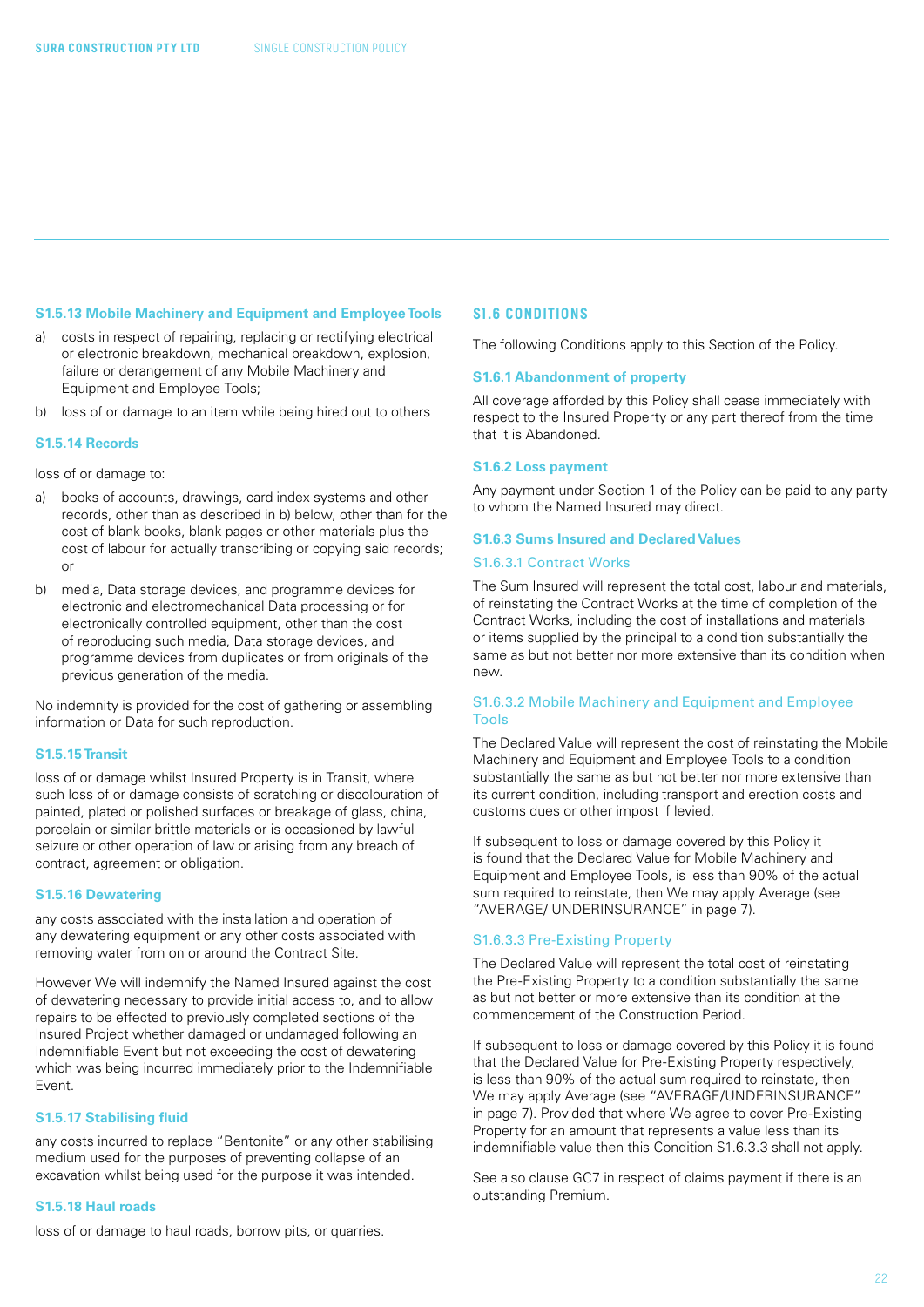### S1.5.13 Mobile Machinery and Equipment and Employee Tools

a) costs in respect of repairing, replacing or rectifying electrical or electronic breakdown, mechanical breakdown, explosion, failure or derangement of any Mobile Machinery and Equipment and Employee Tools;

b) loss of or damage to an item while being hired out to others

### S1.5.14 Records

loss of or damage to:

a) books of accounts, drawings, card index systems and other records, other than as described in b) below, other than for the cost of blank books, blank pages or other materials plus the cost of labour for actually transcribing or copying said records; or

b) media, Data storage devices, and programme devices for electronic and electromechanical Data processing or for electronically controlled equipment, other than the cost of reproducing such media, Data storage devices, and programme devices from duplicates or from originals of the previous generation of the media.

No indemnity is provided for the cost of gathering or assembling information or Data for such reproduction.

### S1.5.15 Transit

loss of or damage whilst Insured Property is in Transit, where such loss of or damage consists of scratching or discolouration of painted, plated or polished surfaces or breakage of glass, china, porcelain or similar brittle materials or is occasioned by lawful seizure or other operation of law or arising from any breach of contract, agreement or obligation.

### S1.5.16 Dewatering

any costs associated with the installation and operation of any dewatering equipment or any other costs associated with removing water from on or around the Contract Site.

However We will indemnify the Named Insured against the cost of dewatering necessary to provide initial access to, and to allow repairs to be effected to previously completed sections of the Insured Project whether damaged or undamaged following an Indemnifiable Event but not exceeding the cost of dewatering which was being incurred immediately prior to the Indemnifiable Event.

### S1.5.17 Stabilising fluid

any costs incurred to replace "Bentonite" or any other stabilising medium used for the purposes of preventing collapse of an excavation whilst being used for the purpose it was intended.

### S1.5.18 Haul roads

loss of or damage to haul roads, borrow pits, or quarries.

## S1.6 CONDITIONS

The following Conditions apply to this Section of the Policy.

### S1.6.1 Abandonment of property

All coverage afforded by this Policy shall cease immediately with respect to the Insured Property or any part thereof from the time that it is Abandoned.

### S1.6.2 Loss payment

Any payment under Section 1 of the Policy can be paid to any party to whom the Named Insured may direct.

### S1.6.3 Sums Insured and Declared Values

#### S1.6.3.1 Contract Works

The Sum Insured will represent the total cost, labour and materials, of reinstating the Contract Works at the time of completion of the Contract Works, including the cost of installations and materials or items supplied by the principal to a condition substantially the same as but not better nor more extensive than its condition when new.

#### S1.6.3.2 Mobile Machinery and Equipment and Employee Tools

The Declared Value will represent the cost of reinstating the Mobile Machinery and Equipment and Employee Tools to a condition substantially the same as but not better nor more extensive than its current condition, including transport and erection costs and customs dues or other impost if levied.

If subsequent to loss or damage covered by this Policy it is found that the Declared Value for Mobile Machinery and Equipment and Employee Tools, is less than 90% of the actual sum required to reinstate, then We may apply Average (see "AVERAGE/ UNDERINSURANCE" in page 7).

#### S1.6.3.3 Pre-Existing Property

The Declared Value will represent the total cost of reinstating the Pre-Existing Property to a condition substantially the same as but not better or more extensive than its condition at the commencement of the Construction Period.

If subsequent to loss or damage covered by this Policy it is found that the Declared Value for Pre-Existing Property respectively, is less than 90% of the actual sum required to reinstate, then We may apply Average (see "AVERAGE/UNDERINSURANCE" in page 7). Provided that where We agree to cover Pre-Existing Property for an amount that represents a value less than its indemnifiable value then this Condition S1.6.3.3 shall not apply.

See also clause GC7 in respect of claims payment if there is an outstanding Premium.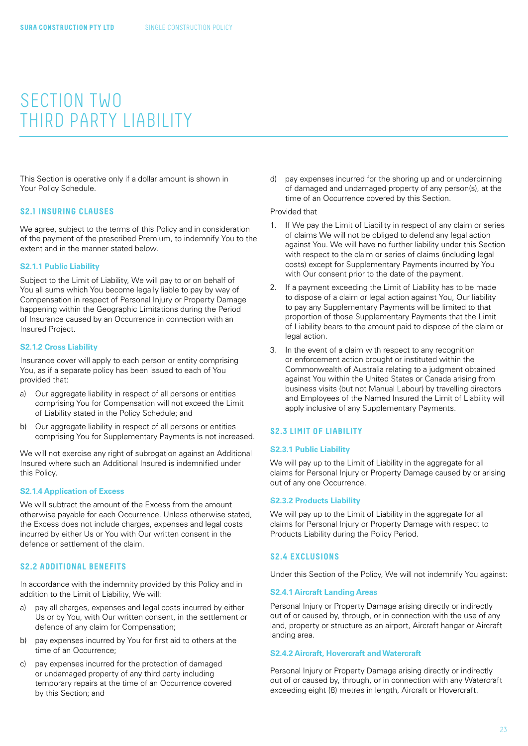# SECTION TWO THIRD PARTY LIABILITY

This Section is operative only if a dollar amount is shown in Your Policy Schedule.

## S2.1 INSURING CLAUSES

We agree, subject to the terms of this Policy and in consideration of the payment of the prescribed Premium, to indemnify You to the extent and in the manner stated below.

### S2.1.1 Public Liability

Subject to the Limit of Liability, We will pay to or on behalf of You all sums which You become legally liable to pay by way of Compensation in respect of Personal Injury or Property Damage happening within the Geographic Limitations during the Period of Insurance caused by an Occurrence in connection with an Insured Project.

### S2.1.2 Cross Liability

Insurance cover will apply to each person or entity comprising You, as if a separate policy has been issued to each of You provided that:

a) Our aggregate liability in respect of all persons or entities comprising You for Compensation will not exceed the Limit of Liability stated in the Policy Schedule; and

b) Our aggregate liability in respect of all persons or entities comprising You for Supplementary Payments is not increased.

We will not exercise any right of subrogation against an Additional Insured where such an Additional Insured is indemnified under this Policy.

### S2.1.4 Application of Excess

We will subtract the amount of the Excess from the amount otherwise payable for each Occurrence. Unless otherwise stated, the Excess does not include charges, expenses and legal costs incurred by either Us or You with Our written consent in the defence or settlement of the claim.

## S2.2 ADDITIONAL BENEFITS

In accordance with the indemnity provided by this Policy and in addition to the Limit of Liability, We will:

a) pay all charges, expenses and legal costs incurred by either Us or by You, with Our written consent, in the settlement or defence of any claim for Compensation;

b) pay expenses incurred by You for first aid to others at the time of an Occurrence;

c) pay expenses incurred for the protection of damaged or undamaged property of any third party including temporary repairs at the time of an Occurrence covered by this Section; and

d) pay expenses incurred for the shoring up and or underpinning of damaged and undamaged property of any person(s), at the time of an Occurrence covered by this Section.

Provided that

1. If We pay the Limit of Liability in respect of any claim or series of claims We will not be obliged to defend any legal action against You. We will have no further liability under this Section with respect to the claim or series of claims (including legal costs) except for Supplementary Payments incurred by You with Our consent prior to the date of the payment.
2. If a payment exceeding the Limit of Liability has to be made to dispose of a claim or legal action against You, Our liability to pay any Supplementary Payments will be limited to that proportion of those Supplementary Payments that the Limit of Liability bears to the amount paid to dispose of the claim or legal action.
3. In the event of a claim with respect to any recognition or enforcement action brought or instituted within the Commonwealth of Australia relating to a judgment obtained against You within the United States or Canada arising from business visits (but not Manual Labour) by travelling directors and Employees of the Named Insured the Limit of Liability will apply inclusive of any Supplementary Payments.

## S2.3 LIMIT OF LIABILITY

### S2.3.1 Public Liability

We will pay up to the Limit of Liability in the aggregate for all claims for Personal Injury or Property Damage caused by or arising out of any one Occurrence.

### S2.3.2 Products Liability

We will pay up to the Limit of Liability in the aggregate for all claims for Personal Injury or Property Damage with respect to Products Liability during the Policy Period.

## S2.4 EXCLUSIONS

Under this Section of the Policy, We will not indemnify You against:

### S2.4.1 Aircraft Landing Areas

Personal Injury or Property Damage arising directly or indirectly out of or caused by, through, or in connection with the use of any land, property or structure as an airport, Aircraft hangar or Aircraft landing area.

### S2.4.2 Aircraft, Hovercraft and Watercraft

Personal Injury or Property Damage arising directly or indirectly out of or caused by, through, or in connection with any Watercraft exceeding eight (8) metres in length, Aircraft or Hovercraft.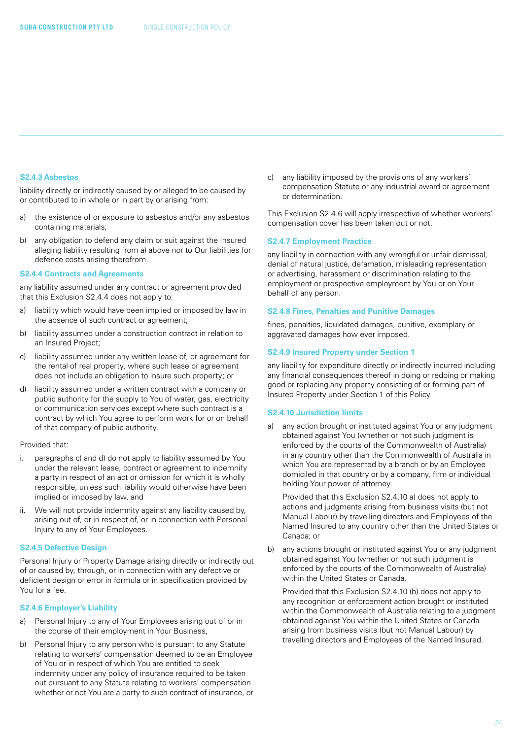### S2.4.3 Asbestos

liability directly or indirectly caused by or alleged to be caused by or contributed to in whole or in part by or arising from:

a) the existence of or exposure to asbestos and/or any asbestos containing materials;

b) any obligation to defend any claim or suit against the Insured alleging liability resulting from a) above nor to Our liabilities for defence costs arising therefrom.

### S2.4.4 Contracts and Agreements

any liability assumed under any contract or agreement provided that this Exclusion S2.4.4 does not apply to:

a) liability which would have been implied or imposed by law in the absence of such contract or agreement;

b) liability assumed under a construction contract in relation to an Insured Project;

c) liability assumed under any written lease of, or agreement for the rental of real property, where such lease or agreement does not include an obligation to insure such property; or

d) liability assumed under a written contract with a company or public authority for the supply to You of water, gas, electricity or communication services except where such contract is a contract by which You agree to perform work for or on behalf of that company of public authority.

Provided that:

i. paragraphs c) and d) do not apply to liability assumed by You under the relevant lease, contract or agreement to indemnify a party in respect of an act or omission for which it is wholly responsible, unless such liability would otherwise have been implied or imposed by law, and

ii. We will not provide indemnity against any liability caused by, arising out of, or in respect of, or in connection with Personal Injury to any of Your Employees.

### S2.4.5 Defective Design

Personal Injury or Property Damage arising directly or indirectly out of or caused by, through, or in connection with any defective or deficient design or error in formula or in specification provided by You for a fee.

### S2.4.6 Employer's Liability

a) Personal Injury to any of Your Employees arising out of or in the course of their employment in Your Business,

b) Personal Injury to any person who is pursuant to any Statute relating to workers' compensation deemed to be an Employee of You or in respect of which You are entitled to seek indemnity under any policy of insurance required to be taken out pursuant to any Statute relating to workers' compensation whether or not You are a party to such contract of insurance, or

c) any liability imposed by the provisions of any workers' compensation Statute or any industrial award or agreement or determination.

This Exclusion S2.4.6 will apply irrespective of whether workers' compensation cover has been taken out or not.

### S2.4.7 Employment Practice

any liability in connection with any wrongful or unfair dismissal, denial of natural justice, defamation, misleading representation or advertising, harassment or discrimination relating to the employment or prospective employment by You or on Your behalf of any person.

### S2.4.8 Fines, Penalties and Punitive Damages

fines, penalties, liquidated damages, punitive, exemplary or aggravated damages how ever imposed.

### S2.4.9 Insured Property under Section 1

any liability for expenditure directly or indirectly incurred including any financial consequences thereof in doing or redoing or making good or replacing any property consisting of or forming part of Insured Property under Section 1 of this Policy.

### S2.4.10 Jurisdiction limits

a) any action brought or instituted against You or any judgment obtained against You (whether or not such judgment is enforced by the courts of the Commonwealth of Australia) in any country other than the Commonwealth of Australia in which You are represented by a branch or by an Employee domiciled in that country or by a company, firm or individual holding Your power of attorney.

   Provided that this Exclusion S2.4.10 a) does not apply to actions and judgments arising from business visits (but not Manual Labour) by travelling directors and Employees of the Named Insured to any country other than the United States or Canada; or

b) any actions brought or instituted against You or any judgment obtained against You (whether or not such judgment is enforced by the courts of the Commonwealth of Australia) within the United States or Canada.

   Provided that this Exclusion S2.4.10 (b) does not apply to any recognition or enforcement action brought or instituted within the Commonwealth of Australia relating to a judgment obtained against You within the United States or Canada arising from business visits (but not Manual Labour) by travelling directors and Employees of the Named Insured.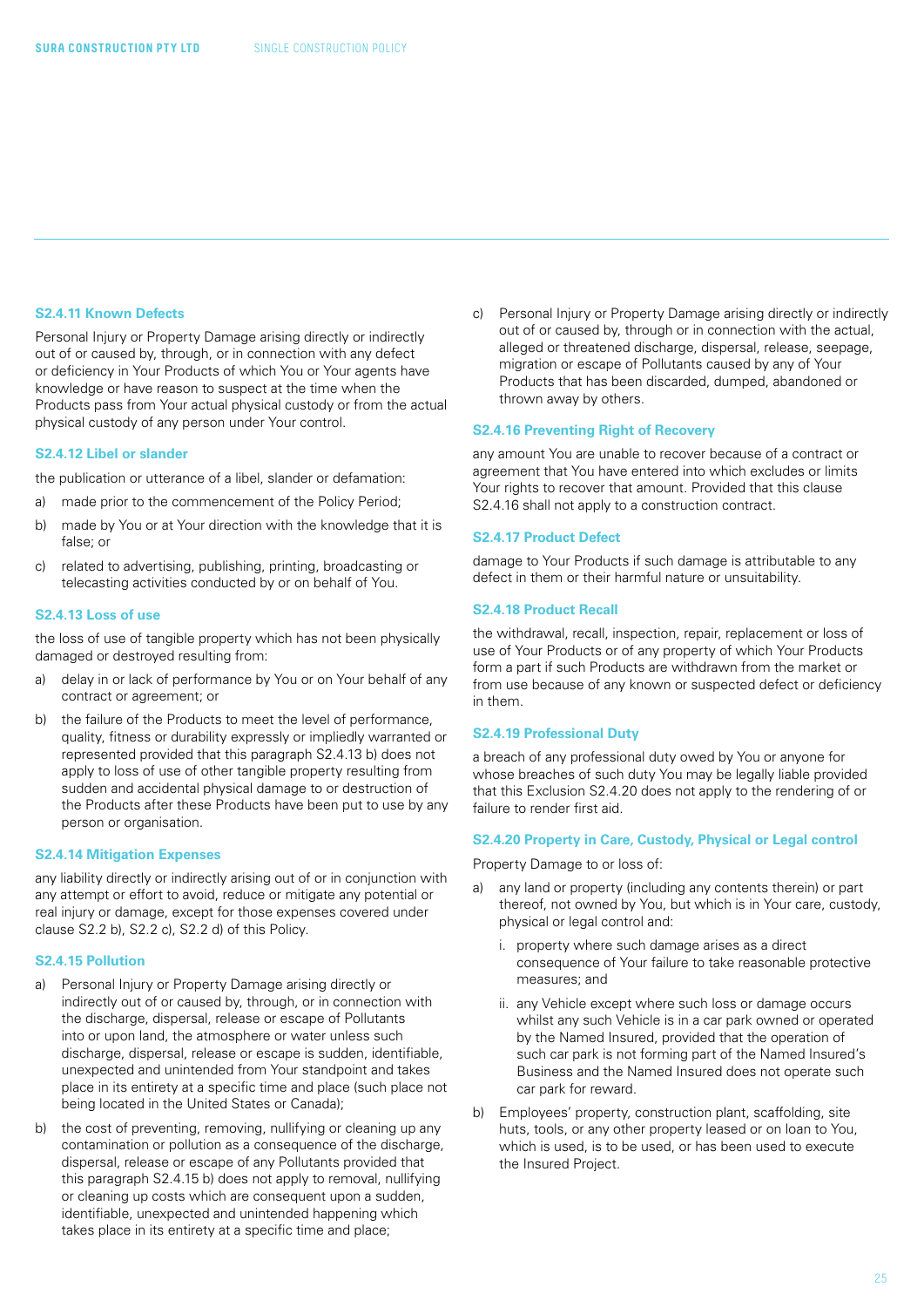### S2.4.11 Known Defects

Personal Injury or Property Damage arising directly or indirectly out of or caused by, through, or in connection with any defect or deficiency in Your Products of which You or Your agents have knowledge or have reason to suspect at the time when the Products pass from Your actual physical custody or from the actual physical custody of any person under Your control.

### S2.4.12 Libel or slander

the publication or utterance of a libel, slander or defamation:

a) made prior to the commencement of the Policy Period;
b) made by You or at Your direction with the knowledge that it is false; or
c) related to advertising, publishing, printing, broadcasting or telecasting activities conducted by or on behalf of You.

### S2.4.13 Loss of use

the loss of use of tangible property which has not been physically damaged or destroyed resulting from:

a) delay in or lack of performance by You or on Your behalf of any contract or agreement; or
b) the failure of the Products to meet the level of performance, quality, fitness or durability expressly or impliedly warranted or represented provided that this paragraph S2.4.13 b) does not apply to loss of use of other tangible property resulting from sudden and accidental physical damage to or destruction of the Products after these Products have been put to use by any person or organisation.

### S2.4.14 Mitigation Expenses

any liability directly or indirectly arising out of or in conjunction with any attempt or effort to avoid, reduce or mitigate any potential or real injury or damage, except for those expenses covered under clause S2.2 b), S2.2 c), S2.2 d) of this Policy.

### S2.4.15 Pollution

a) Personal Injury or Property Damage arising directly or indirectly out of or caused by, through, or in connection with the discharge, dispersal, release or escape of Pollutants into or upon land, the atmosphere or water unless such discharge, dispersal, release or escape is sudden, identifiable, unexpected and unintended from Your standpoint and takes place in its entirety at a specific time and place (such place not being located in the United States or Canada);
b) the cost of preventing, removing, nullifying or cleaning up any contamination or pollution as a consequence of the discharge, dispersal, release or escape of any Pollutants provided that this paragraph S2.4.15 b) does not apply to removal, nullifying or cleaning up costs which are consequent upon a sudden, identifiable, unexpected and unintended happening which takes place in its entirety at a specific time and place;
c) Personal Injury or Property Damage arising directly or indirectly out of or caused by, through or in connection with the actual, alleged or threatened discharge, dispersal, release, seepage, migration or escape of Pollutants caused by any of Your Products that has been discarded, dumped, abandoned or thrown away by others.

### S2.4.16 Preventing Right of Recovery

any amount You are unable to recover because of a contract or agreement that You have entered into which excludes or limits Your rights to recover that amount. Provided that this clause S2.4.16 shall not apply to a construction contract.

### S2.4.17 Product Defect

damage to Your Products if such damage is attributable to any defect in them or their harmful nature or unsuitability.

### S2.4.18 Product Recall

the withdrawal, recall, inspection, repair, replacement or loss of use of Your Products or of any property of which Your Products form a part if such Products are withdrawn from the market or from use because of any known or suspected defect or deficiency in them.

### S2.4.19 Professional Duty

a breach of any professional duty owed by You or anyone for whose breaches of such duty You may be legally liable provided that this Exclusion S2.4.20 does not apply to the rendering of or failure to render first aid.

### S2.4.20 Property in Care, Custody, Physical or Legal control

Property Damage to or loss of:

a) any land or property (including any contents therein) or part thereof, not owned by You, but which is in Your care, custody, physical or legal control and:
   i. property where such damage arises as a direct consequence of Your failure to take reasonable protective measures; and
   ii. any Vehicle except where such loss or damage occurs whilst any such Vehicle is in a car park owned or operated by the Named Insured, provided that the operation of such car park is not forming part of the Named Insured's Business and the Named Insured does not operate such car park for reward.
b) Employees' property, construction plant, scaffolding, site huts, tools, or any other property leased or on loan to You, which is used, is to be used, or has been used to execute the Insured Project.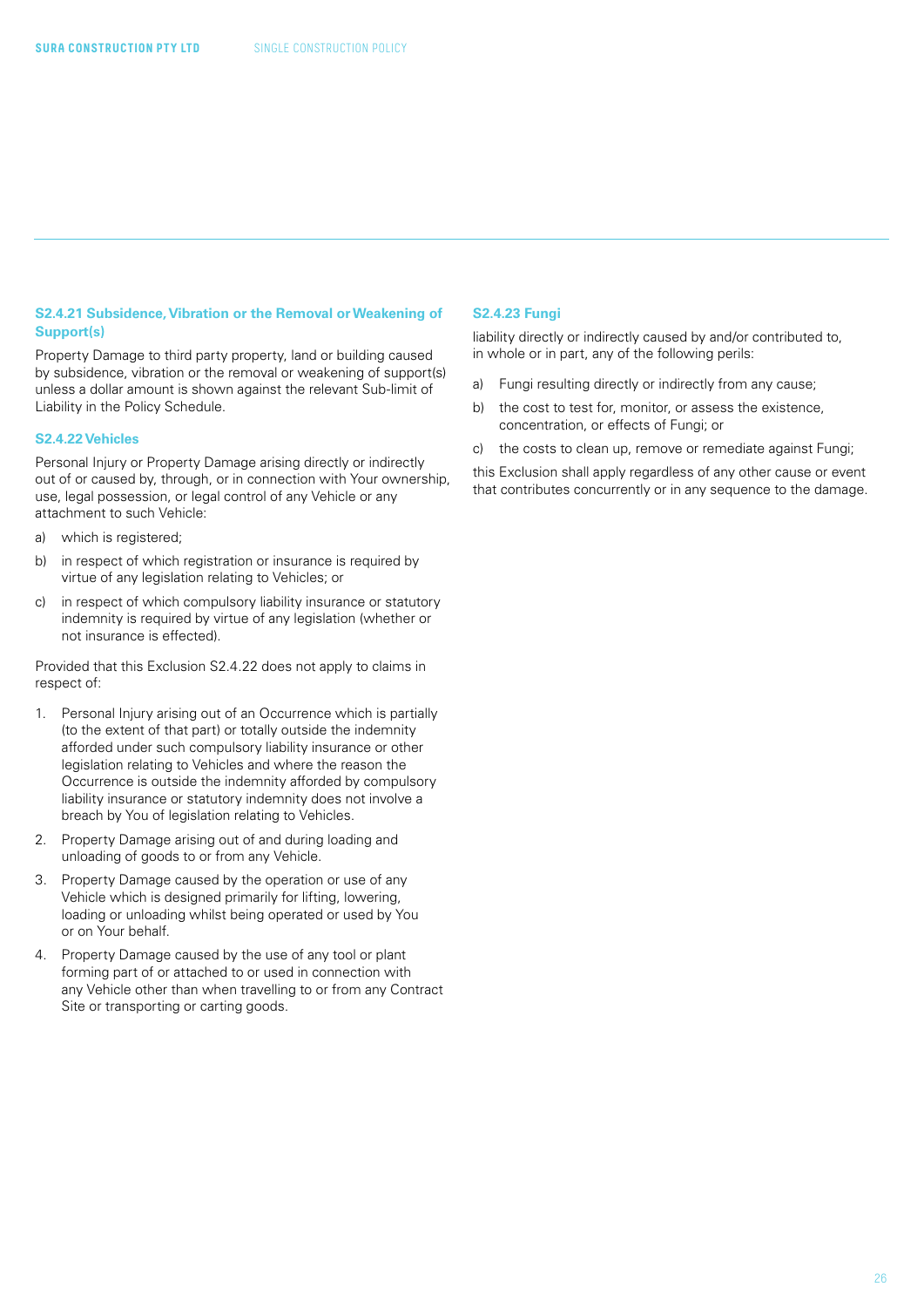### S2.4.21 Subsidence, Vibration or the Removal or Weakening of Support(s)

Property Damage to third party property, land or building caused by subsidence, vibration or the removal or weakening of support(s) unless a dollar amount is shown against the relevant Sub-limit of Liability in the Policy Schedule.

### S2.4.22 Vehicles

Personal Injury or Property Damage arising directly or indirectly out of or caused by, through, or in connection with Your ownership, use, legal possession, or legal control of any Vehicle or any attachment to such Vehicle:

a) which is registered;

b) in respect of which registration or insurance is required by virtue of any legislation relating to Vehicles; or

c) in respect of which compulsory liability insurance or statutory indemnity is required by virtue of any legislation (whether or not insurance is effected).

Provided that this Exclusion S2.4.22 does not apply to claims in respect of:

1. Personal Injury arising out of an Occurrence which is partially (to the extent of that part) or totally outside the indemnity afforded under such compulsory liability insurance or other legislation relating to Vehicles and where the reason the Occurrence is outside the indemnity afforded by compulsory liability insurance or statutory indemnity does not involve a breach by You of legislation relating to Vehicles.
2. Property Damage arising out of and during loading and unloading of goods to or from any Vehicle.
3. Property Damage caused by the operation or use of any Vehicle which is designed primarily for lifting, lowering, loading or unloading whilst being operated or used by You or on Your behalf.
4. Property Damage caused by the use of any tool or plant forming part of or attached to or used in connection with any Vehicle other than when travelling to or from any Contract Site or transporting or carting goods.

### S2.4.23 Fungi

liability directly or indirectly caused by and/or contributed to, in whole or in part, any of the following perils:

a) Fungi resulting directly or indirectly from any cause;

b) the cost to test for, monitor, or assess the existence, concentration, or effects of Fungi; or

c) the costs to clean up, remove or remediate against Fungi;

this Exclusion shall apply regardless of any other cause or event that contributes concurrently or in any sequence to the damage.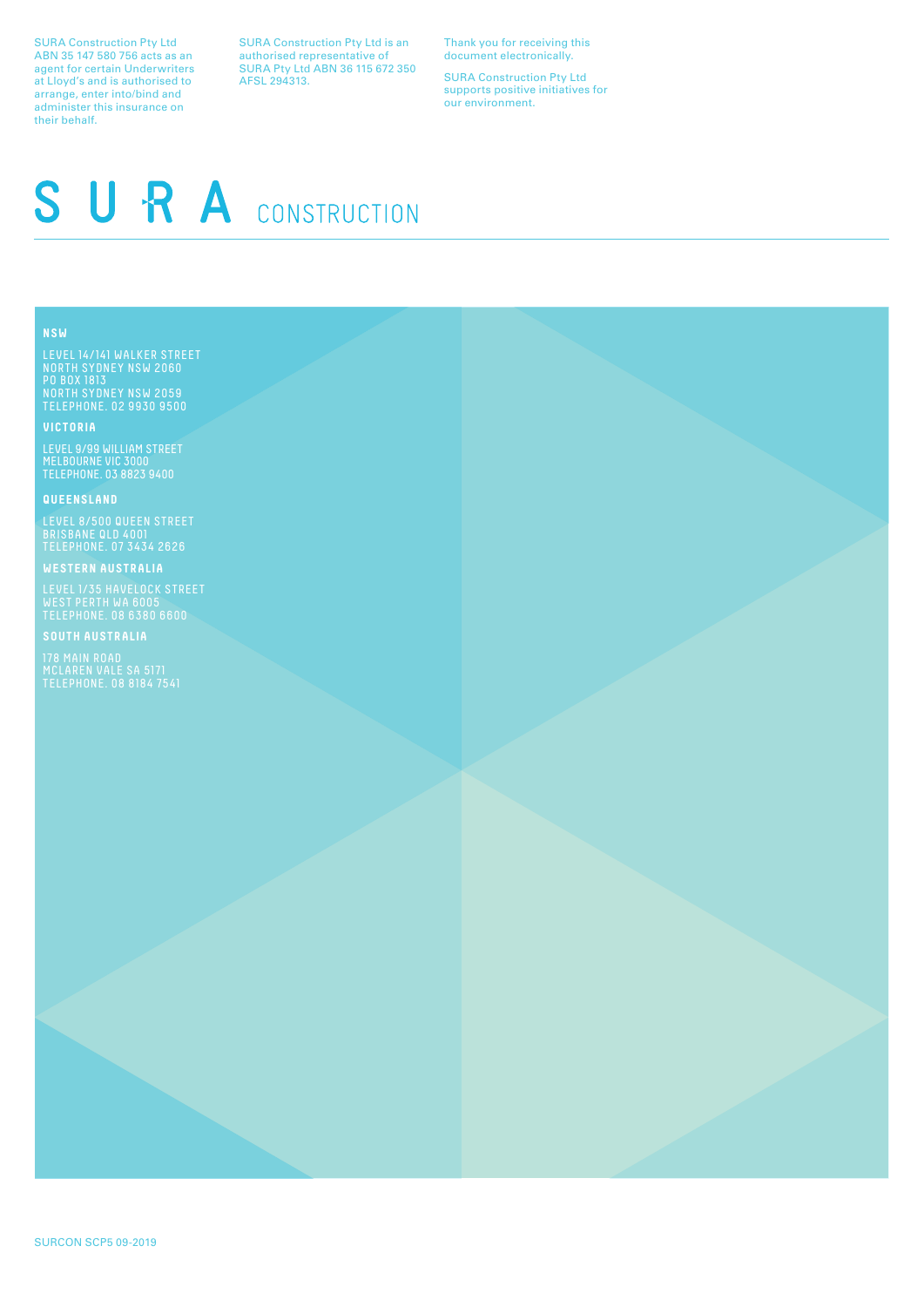SURA Construction Pty Ltd ABN 35 147 580 756 acts as an agent for certain Underwriters at Lloyd's and is authorised to arrange, enter into/bind and administer this insurance on their behalf.

SURA Construction Pty Ltd is an authorised representative of SURA Pty Ltd ABN 36 115 672 350 AFSL 294313.

Thank you for receiving this document electronically.

SURA Construction Pty Ltd supports positive initiatives for our environment.

# SURA CONSTRUCTION

### NSW

LEVEL 14/141 WALKER STREET
NORTH SYDNEY NSW 2060
PO BOX 1813
NORTH SYDNEY NSW 2059
TELEPHONE. 02 9930 9500

### VICTORIA

LEVEL 9/99 WILLIAM STREET
MELBOURNE VIC 3000
TELEPHONE. 03 8823 9400

### QUEENSLAND

LEVEL 8/500 QUEEN STREET
BRISBANE QLD 4001
TELEPHONE. 07 3434 2626

### WESTERN AUSTRALIA

LEVEL 1/35 HAVELOCK STREET
WEST PERTH WA 6005
TELEPHONE. 08 6380 6600

### SOUTH AUSTRALIA

178 MAIN ROAD
MCLAREN VALE SA 5171
TELEPHONE. 08 8184 7541

SURCON SCP5 09-2019